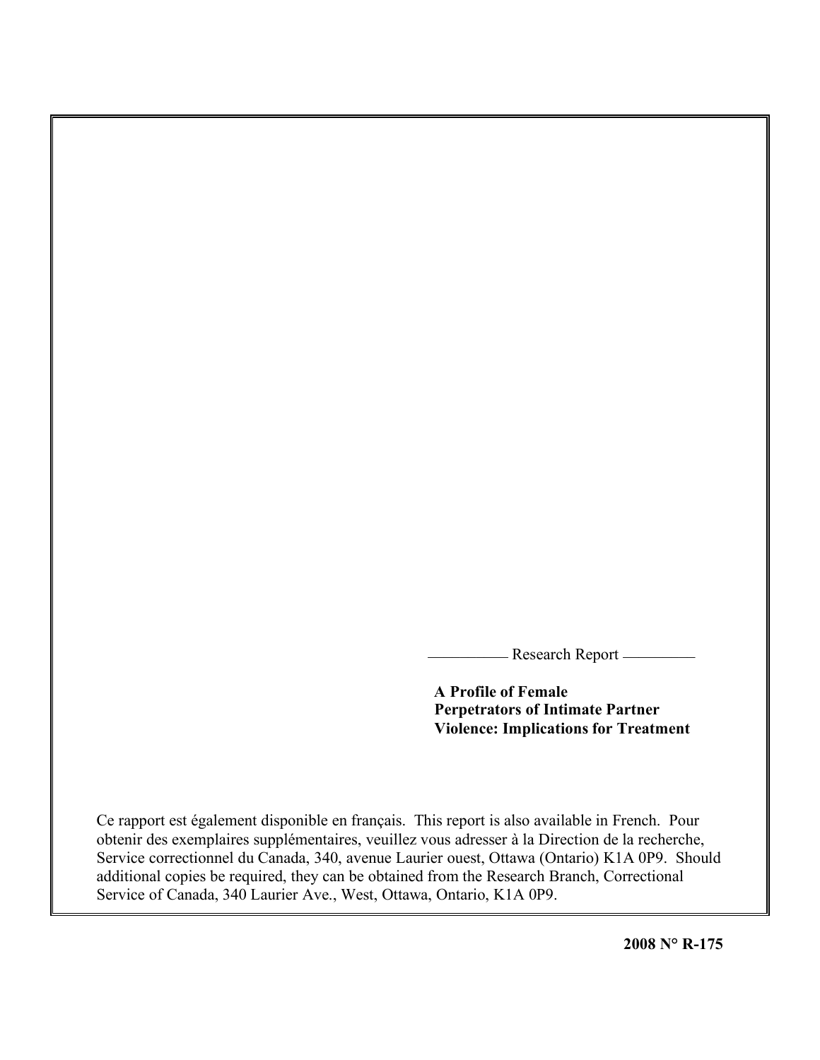Research Report

**A Profile of Female Perpetrators of Intimate Partner Violence: Implications for Treatment**

Ce rapport est également disponible en français. This report is also available in French. Pour obtenir des exemplaires supplémentaires, veuillez vous adresser à la Direction de la recherche, Service correctionnel du Canada, 340, avenue Laurier ouest, Ottawa (Ontario) K1A 0P9. Should additional copies be required, they can be obtained from the Research Branch, Correctional Service of Canada, 340 Laurier Ave., West, Ottawa, Ontario, K1A 0P9.

**2008 N° R-175**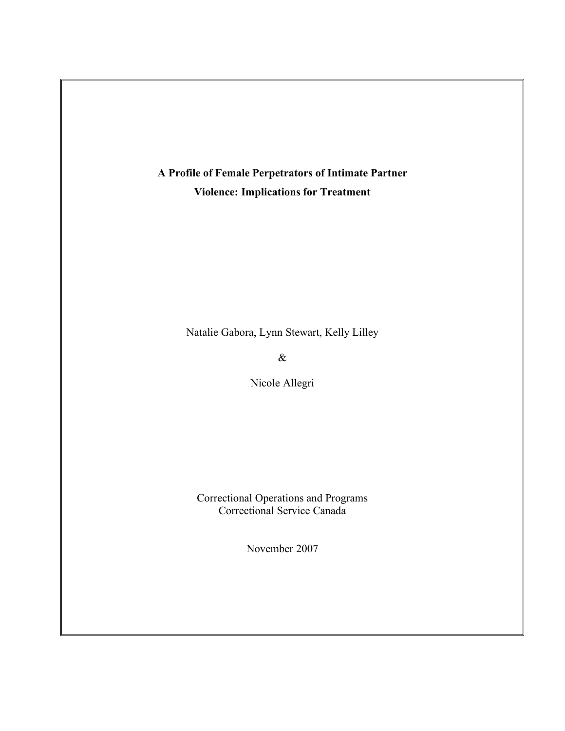**A Profile of Female Perpetrators of Intimate Partner Violence: Implications for Treatment**

Natalie Gabora, Lynn Stewart, Kelly Lilley

&

Nicole Allegri

Correctional Operations and Programs
Correctional Service Canada

November 2007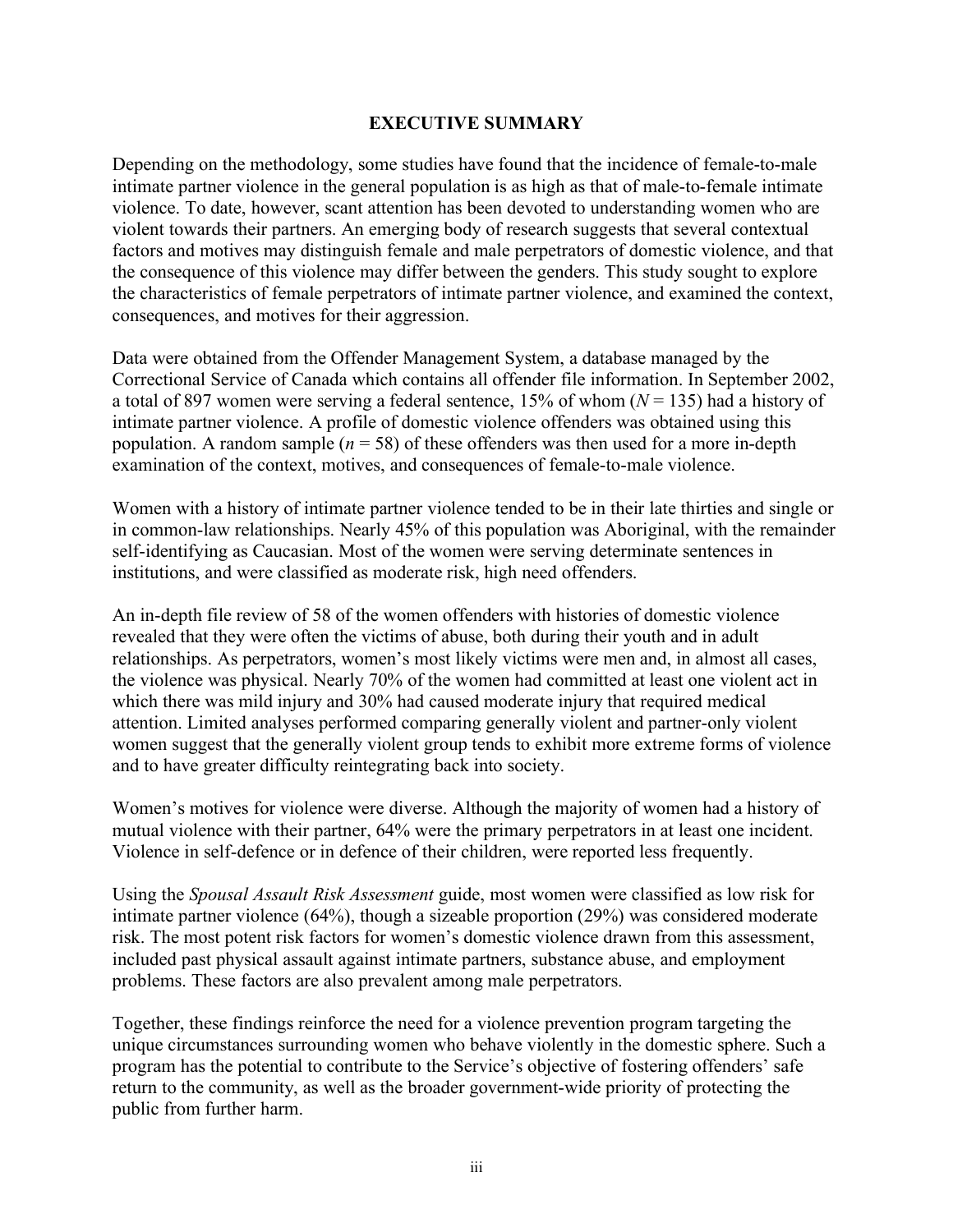# EXECUTIVE SUMMARY

Depending on the methodology, some studies have found that the incidence of female-to-male intimate partner violence in the general population is as high as that of male-to-female intimate violence. To date, however, scant attention has been devoted to understanding women who are violent towards their partners. An emerging body of research suggests that several contextual factors and motives may distinguish female and male perpetrators of domestic violence, and that the consequence of this violence may differ between the genders. This study sought to explore the characteristics of female perpetrators of intimate partner violence, and examined the context, consequences, and motives for their aggression.

Data were obtained from the Offender Management System, a database managed by the Correctional Service of Canada which contains all offender file information. In September 2002, a total of 897 women were serving a federal sentence, 15% of whom ($N = 135$) had a history of intimate partner violence. A profile of domestic violence offenders was obtained using this population. A random sample ($n = 58$) of these offenders was then used for a more in-depth examination of the context, motives, and consequences of female-to-male violence.

Women with a history of intimate partner violence tended to be in their late thirties and single or in common-law relationships. Nearly 45% of this population was Aboriginal, with the remainder self-identifying as Caucasian. Most of the women were serving determinate sentences in institutions, and were classified as moderate risk, high need offenders.

An in-depth file review of 58 of the women offenders with histories of domestic violence revealed that they were often the victims of abuse, both during their youth and in adult relationships. As perpetrators, women's most likely victims were men and, in almost all cases, the violence was physical. Nearly 70% of the women had committed at least one violent act in which there was mild injury and 30% had caused moderate injury that required medical attention. Limited analyses performed comparing generally violent and partner-only violent women suggest that the generally violent group tends to exhibit more extreme forms of violence and to have greater difficulty reintegrating back into society.

Women's motives for violence were diverse. Although the majority of women had a history of mutual violence with their partner, 64% were the primary perpetrators in at least one incident. Violence in self-defence or in defence of their children, were reported less frequently.

Using the *Spousal Assault Risk Assessment* guide, most women were classified as low risk for intimate partner violence (64%), though a sizeable proportion (29%) was considered moderate risk. The most potent risk factors for women's domestic violence drawn from this assessment, included past physical assault against intimate partners, substance abuse, and employment problems. These factors are also prevalent among male perpetrators.

Together, these findings reinforce the need for a violence prevention program targeting the unique circumstances surrounding women who behave violently in the domestic sphere. Such a program has the potential to contribute to the Service's objective of fostering offenders' safe return to the community, as well as the broader government-wide priority of protecting the public from further harm.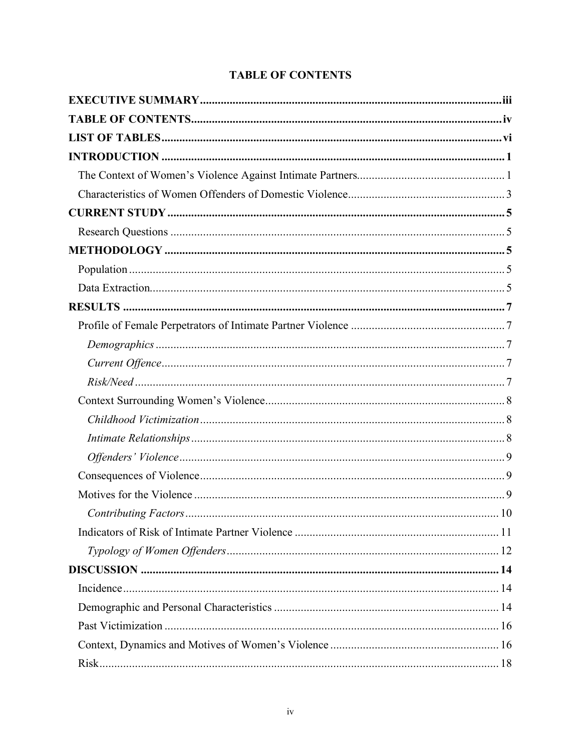**TABLE OF CONTENTS**

**EXECUTIVE SUMMARY** .......... iii

**TABLE OF CONTENTS** .......... iv

**LIST OF TABLES** .......... vi

**INTRODUCTION** .......... 1

- The Context of Women's Violence Against Intimate Partners .......... 1
- Characteristics of Women Offenders of Domestic Violence .......... 3

**CURRENT STUDY** .......... 5

- Research Questions .......... 5

**METHODOLOGY** .......... 5

- Population .......... 5
- Data Extraction .......... 5

**RESULTS** .......... 7

- Profile of Female Perpetrators of Intimate Partner Violence .......... 7
  - *Demographics* .......... 7
  - *Current Offence* .......... 7
  - *Risk/Need* .......... 7
- Context Surrounding Women's Violence .......... 8
  - *Childhood Victimization* .......... 8
  - *Intimate Relationships* .......... 8
  - *Offenders' Violence* .......... 9
- Consequences of Violence .......... 9
- Motives for the Violence .......... 9
  - *Contributing Factors* .......... 10
- Indicators of Risk of Intimate Partner Violence .......... 11
  - *Typology of Women Offenders* .......... 12

**DISCUSSION** .......... 14

- Incidence .......... 14
- Demographic and Personal Characteristics .......... 14
- Past Victimization .......... 16
- Context, Dynamics and Motives of Women's Violence .......... 16
- Risk .......... 18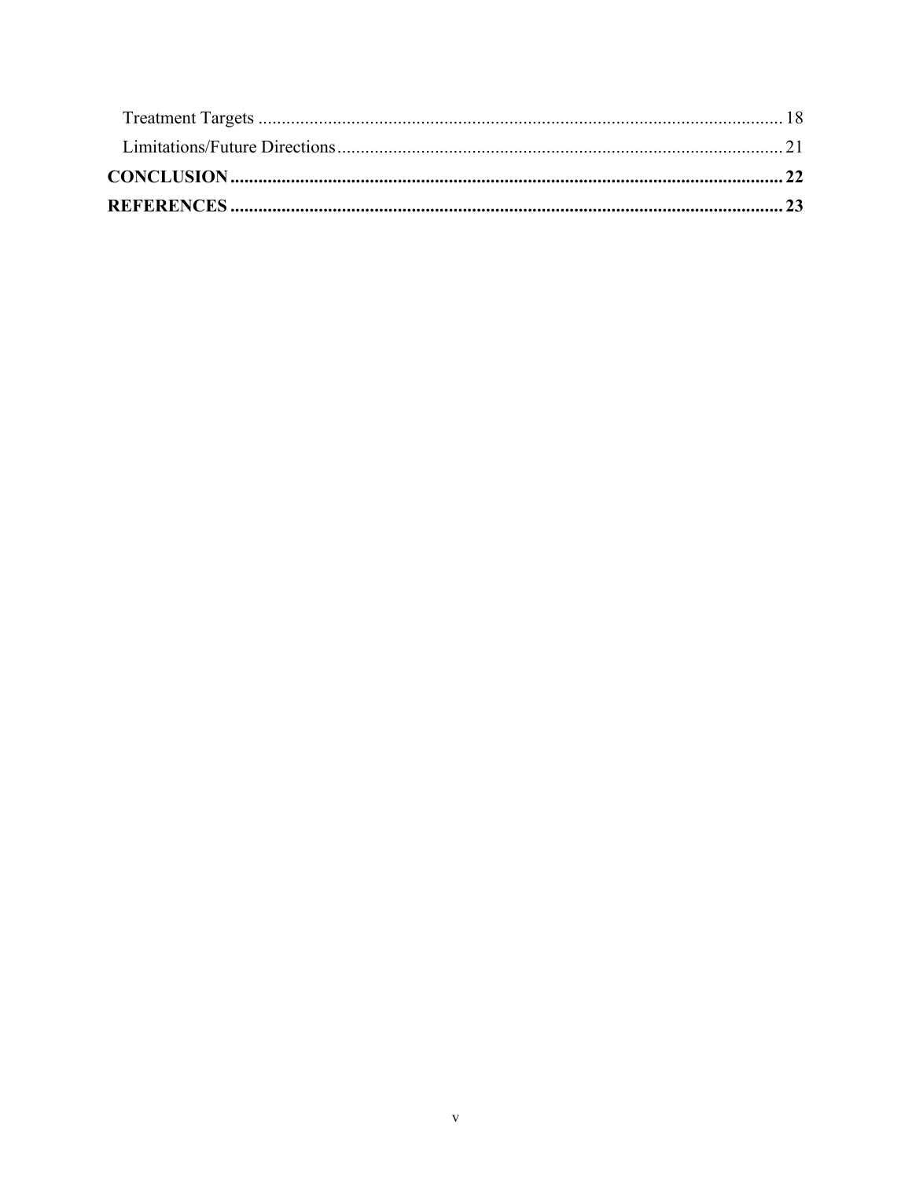Treatment Targets ........................................................................................................ 18

Limitations/Future Directions ........................................................................................ 21

**CONCLUSION ........................................................................................................ 22**

**REFERENCES ........................................................................................................ 23**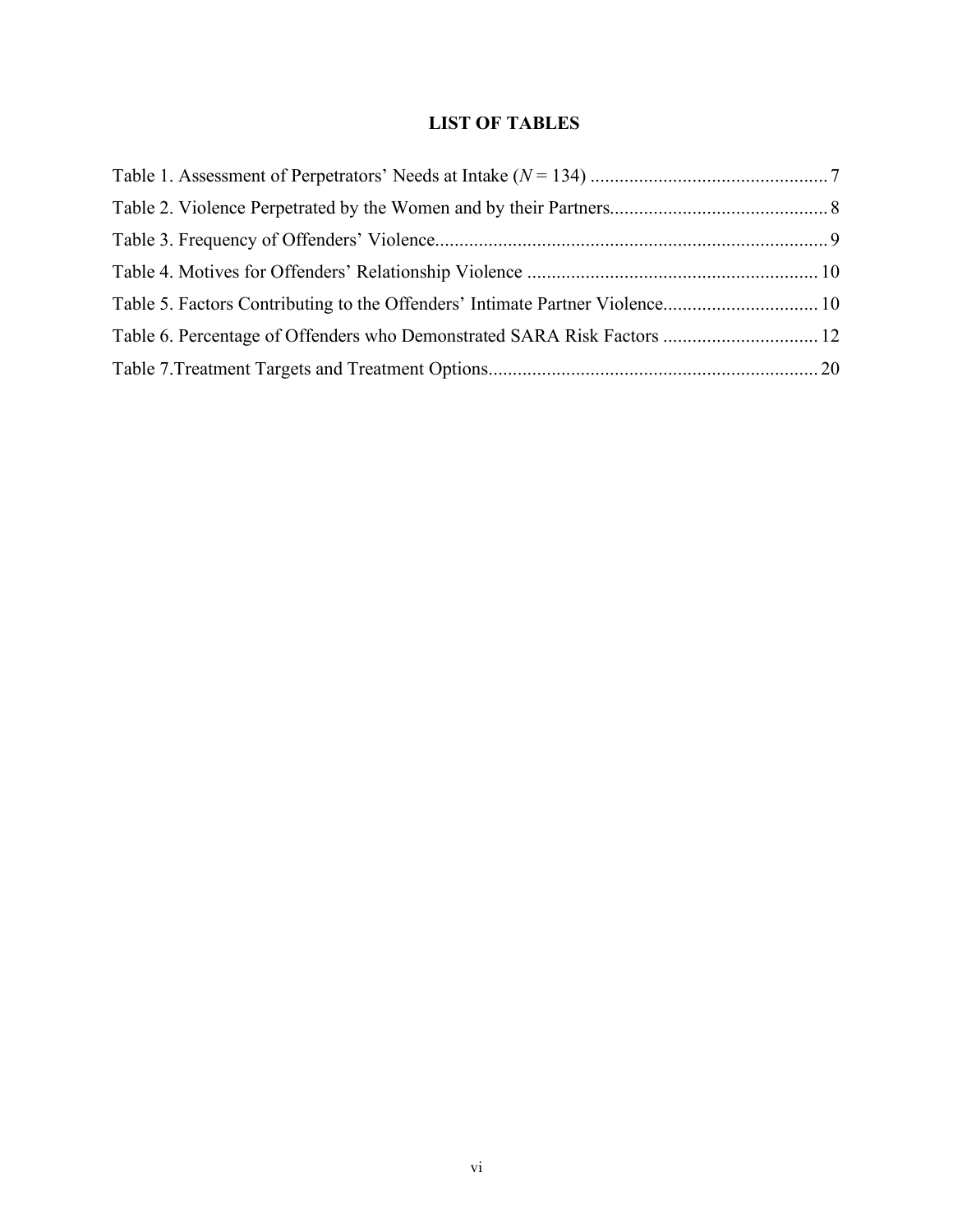# LIST OF TABLES

Table 1. Assessment of Perpetrators' Needs at Intake (*N* = 134) ..... 7

Table 2. Violence Perpetrated by the Women and by their Partners..... 8

Table 3. Frequency of Offenders' Violence..... 9

Table 4. Motives for Offenders' Relationship Violence ..... 10

Table 5. Factors Contributing to the Offenders' Intimate Partner Violence..... 10

Table 6. Percentage of Offenders who Demonstrated SARA Risk Factors ..... 12

Table 7.Treatment Targets and Treatment Options..... 20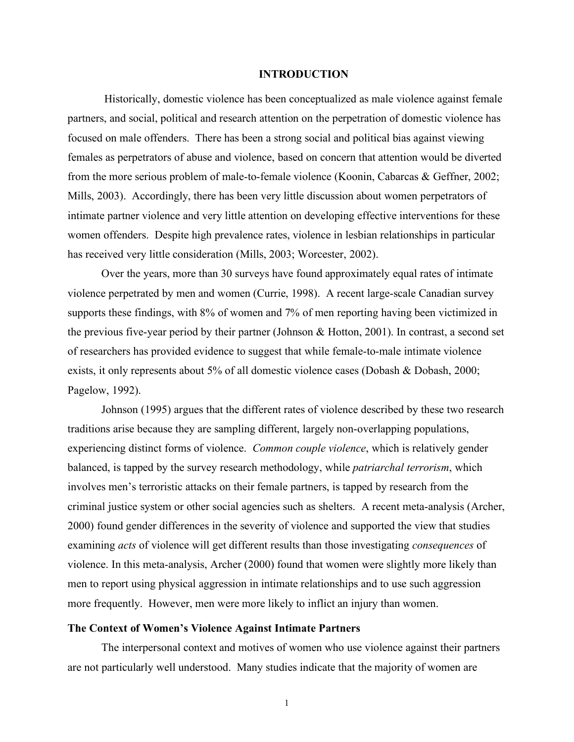# INTRODUCTION

Historically, domestic violence has been conceptualized as male violence against female partners, and social, political and research attention on the perpetration of domestic violence has focused on male offenders. There has been a strong social and political bias against viewing females as perpetrators of abuse and violence, based on concern that attention would be diverted from the more serious problem of male-to-female violence (Koonin, Cabarcas & Geffner, 2002; Mills, 2003). Accordingly, there has been very little discussion about women perpetrators of intimate partner violence and very little attention on developing effective interventions for these women offenders. Despite high prevalence rates, violence in lesbian relationships in particular has received very little consideration (Mills, 2003; Worcester, 2002).

Over the years, more than 30 surveys have found approximately equal rates of intimate violence perpetrated by men and women (Currie, 1998). A recent large-scale Canadian survey supports these findings, with 8% of women and 7% of men reporting having been victimized in the previous five-year period by their partner (Johnson & Hotton, 2001). In contrast, a second set of researchers has provided evidence to suggest that while female-to-male intimate violence exists, it only represents about 5% of all domestic violence cases (Dobash & Dobash, 2000; Pagelow, 1992).

Johnson (1995) argues that the different rates of violence described by these two research traditions arise because they are sampling different, largely non-overlapping populations, experiencing distinct forms of violence. *Common couple violence*, which is relatively gender balanced, is tapped by the survey research methodology, while *patriarchal terrorism*, which involves men's terroristic attacks on their female partners, is tapped by research from the criminal justice system or other social agencies such as shelters. A recent meta-analysis (Archer, 2000) found gender differences in the severity of violence and supported the view that studies examining *acts* of violence will get different results than those investigating *consequences* of violence. In this meta-analysis, Archer (2000) found that women were slightly more likely than men to report using physical aggression in intimate relationships and to use such aggression more frequently. However, men were more likely to inflict an injury than women.

### The Context of Women's Violence Against Intimate Partners

The interpersonal context and motives of women who use violence against their partners are not particularly well understood. Many studies indicate that the majority of women are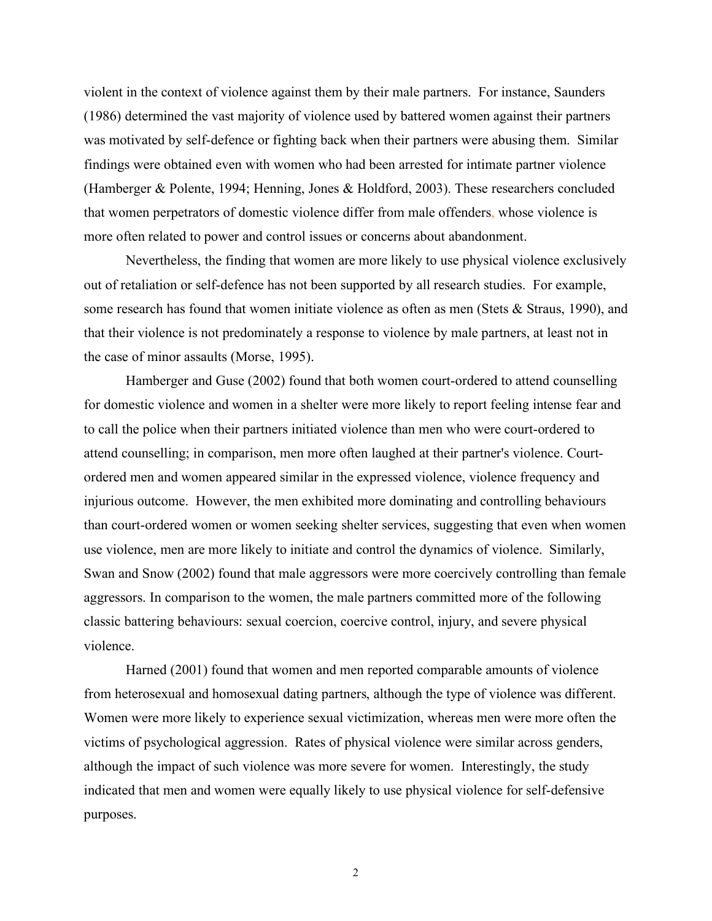violent in the context of violence against them by their male partners. For instance, Saunders (1986) determined the vast majority of violence used by battered women against their partners was motivated by self-defence or fighting back when their partners were abusing them. Similar findings were obtained even with women who had been arrested for intimate partner violence (Hamberger & Polente, 1994; Henning, Jones & Holdford, 2003). These researchers concluded that women perpetrators of domestic violence differ from male offenders, whose violence is more often related to power and control issues or concerns about abandonment.

Nevertheless, the finding that women are more likely to use physical violence exclusively out of retaliation or self-defence has not been supported by all research studies. For example, some research has found that women initiate violence as often as men (Stets & Straus, 1990), and that their violence is not predominately a response to violence by male partners, at least not in the case of minor assaults (Morse, 1995).

Hamberger and Guse (2002) found that both women court-ordered to attend counselling for domestic violence and women in a shelter were more likely to report feeling intense fear and to call the police when their partners initiated violence than men who were court-ordered to attend counselling; in comparison, men more often laughed at their partner's violence. Court-ordered men and women appeared similar in the expressed violence, violence frequency and injurious outcome. However, the men exhibited more dominating and controlling behaviours than court-ordered women or women seeking shelter services, suggesting that even when women use violence, men are more likely to initiate and control the dynamics of violence. Similarly, Swan and Snow (2002) found that male aggressors were more coercively controlling than female aggressors. In comparison to the women, the male partners committed more of the following classic battering behaviours: sexual coercion, coercive control, injury, and severe physical violence.

Harned (2001) found that women and men reported comparable amounts of violence from heterosexual and homosexual dating partners, although the type of violence was different. Women were more likely to experience sexual victimization, whereas men were more often the victims of psychological aggression. Rates of physical violence were similar across genders, although the impact of such violence was more severe for women. Interestingly, the study indicated that men and women were equally likely to use physical violence for self-defensive purposes.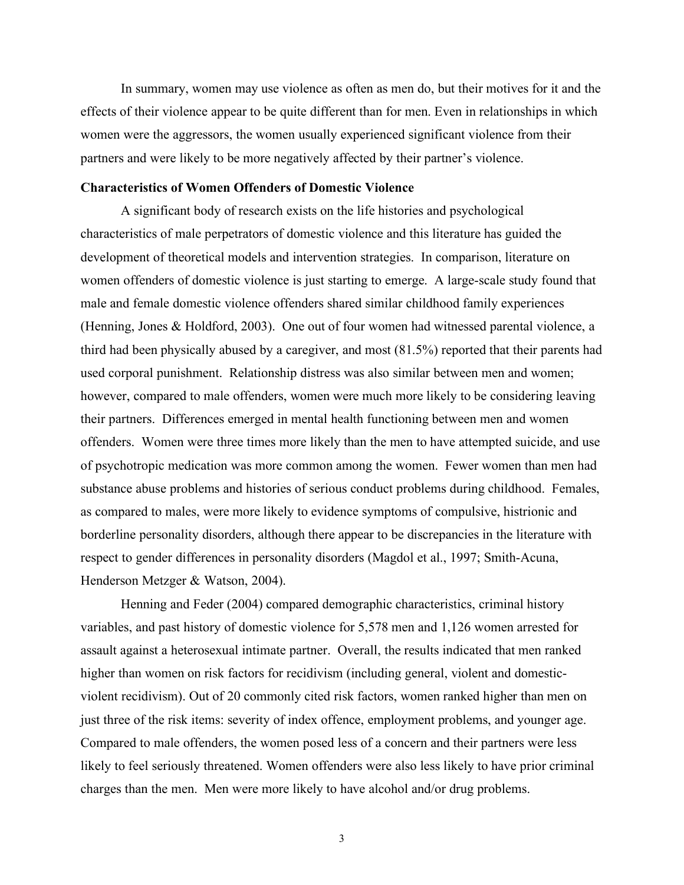In summary, women may use violence as often as men do, but their motives for it and the effects of their violence appear to be quite different than for men. Even in relationships in which women were the aggressors, the women usually experienced significant violence from their partners and were likely to be more negatively affected by their partner's violence.

**Characteristics of Women Offenders of Domestic Violence**

A significant body of research exists on the life histories and psychological characteristics of male perpetrators of domestic violence and this literature has guided the development of theoretical models and intervention strategies. In comparison, literature on women offenders of domestic violence is just starting to emerge. A large-scale study found that male and female domestic violence offenders shared similar childhood family experiences (Henning, Jones & Holdford, 2003). One out of four women had witnessed parental violence, a third had been physically abused by a caregiver, and most (81.5%) reported that their parents had used corporal punishment. Relationship distress was also similar between men and women; however, compared to male offenders, women were much more likely to be considering leaving their partners. Differences emerged in mental health functioning between men and women offenders. Women were three times more likely than the men to have attempted suicide, and use of psychotropic medication was more common among the women. Fewer women than men had substance abuse problems and histories of serious conduct problems during childhood. Females, as compared to males, were more likely to evidence symptoms of compulsive, histrionic and borderline personality disorders, although there appear to be discrepancies in the literature with respect to gender differences in personality disorders (Magdol et al., 1997; Smith-Acuna, Henderson Metzger & Watson, 2004).

Henning and Feder (2004) compared demographic characteristics, criminal history variables, and past history of domestic violence for 5,578 men and 1,126 women arrested for assault against a heterosexual intimate partner. Overall, the results indicated that men ranked higher than women on risk factors for recidivism (including general, violent and domestic-violent recidivism). Out of 20 commonly cited risk factors, women ranked higher than men on just three of the risk items: severity of index offence, employment problems, and younger age. Compared to male offenders, the women posed less of a concern and their partners were less likely to feel seriously threatened. Women offenders were also less likely to have prior criminal charges than the men. Men were more likely to have alcohol and/or drug problems.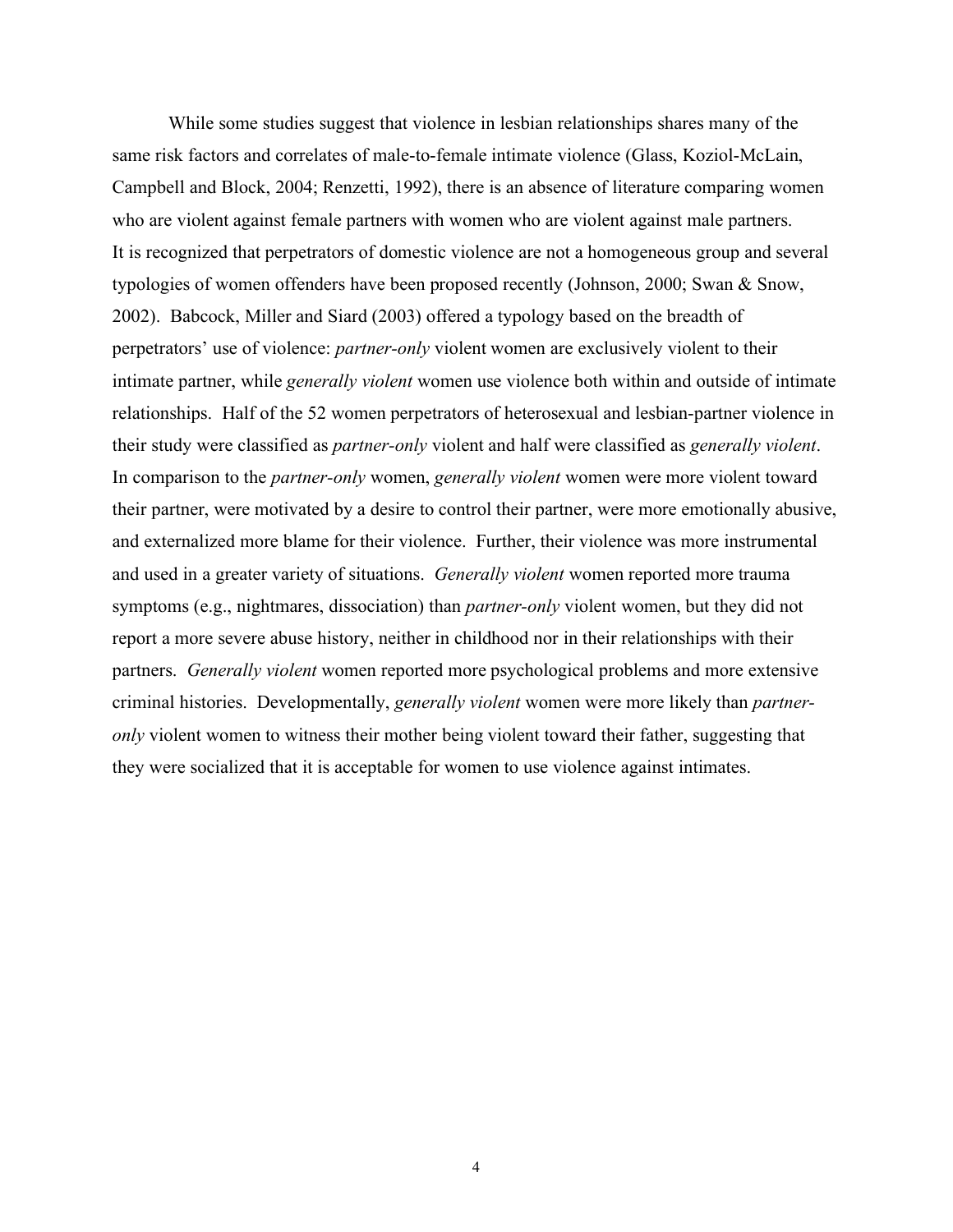While some studies suggest that violence in lesbian relationships shares many of the same risk factors and correlates of male-to-female intimate violence (Glass, Koziol-McLain, Campbell and Block, 2004; Renzetti, 1992), there is an absence of literature comparing women who are violent against female partners with women who are violent against male partners. It is recognized that perpetrators of domestic violence are not a homogeneous group and several typologies of women offenders have been proposed recently (Johnson, 2000; Swan & Snow, 2002). Babcock, Miller and Siard (2003) offered a typology based on the breadth of perpetrators' use of violence: *partner-only* violent women are exclusively violent to their intimate partner, while *generally violent* women use violence both within and outside of intimate relationships. Half of the 52 women perpetrators of heterosexual and lesbian-partner violence in their study were classified as *partner-only* violent and half were classified as *generally violent*. In comparison to the *partner-only* women, *generally violent* women were more violent toward their partner, were motivated by a desire to control their partner, were more emotionally abusive, and externalized more blame for their violence. Further, their violence was more instrumental and used in a greater variety of situations. *Generally violent* women reported more trauma symptoms (e.g., nightmares, dissociation) than *partner-only* violent women, but they did not report a more severe abuse history, neither in childhood nor in their relationships with their partners. *Generally violent* women reported more psychological problems and more extensive criminal histories. Developmentally, *generally violent* women were more likely than *partner-only* violent women to witness their mother being violent toward their father, suggesting that they were socialized that it is acceptable for women to use violence against intimates.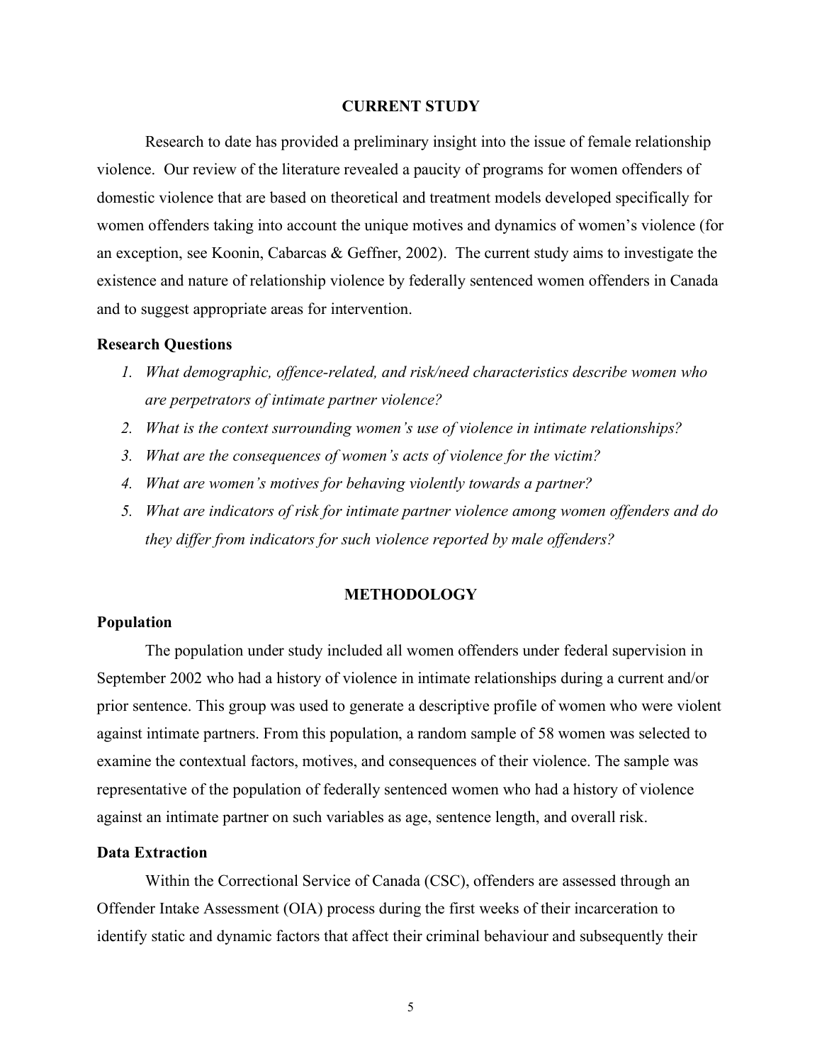## CURRENT STUDY

Research to date has provided a preliminary insight into the issue of female relationship violence. Our review of the literature revealed a paucity of programs for women offenders of domestic violence that are based on theoretical and treatment models developed specifically for women offenders taking into account the unique motives and dynamics of women's violence (for an exception, see Koonin, Cabarcas & Geffner, 2002). The current study aims to investigate the existence and nature of relationship violence by federally sentenced women offenders in Canada and to suggest appropriate areas for intervention.

### Research Questions

1. *What demographic, offence-related, and risk/need characteristics describe women who are perpetrators of intimate partner violence?*
2. *What is the context surrounding women's use of violence in intimate relationships?*
3. *What are the consequences of women's acts of violence for the victim?*
4. *What are women's motives for behaving violently towards a partner?*
5. *What are indicators of risk for intimate partner violence among women offenders and do they differ from indicators for such violence reported by male offenders?*

## METHODOLOGY

### Population

The population under study included all women offenders under federal supervision in September 2002 who had a history of violence in intimate relationships during a current and/or prior sentence. This group was used to generate a descriptive profile of women who were violent against intimate partners. From this population, a random sample of 58 women was selected to examine the contextual factors, motives, and consequences of their violence. The sample was representative of the population of federally sentenced women who had a history of violence against an intimate partner on such variables as age, sentence length, and overall risk.

### Data Extraction

Within the Correctional Service of Canada (CSC), offenders are assessed through an Offender Intake Assessment (OIA) process during the first weeks of their incarceration to identify static and dynamic factors that affect their criminal behaviour and subsequently their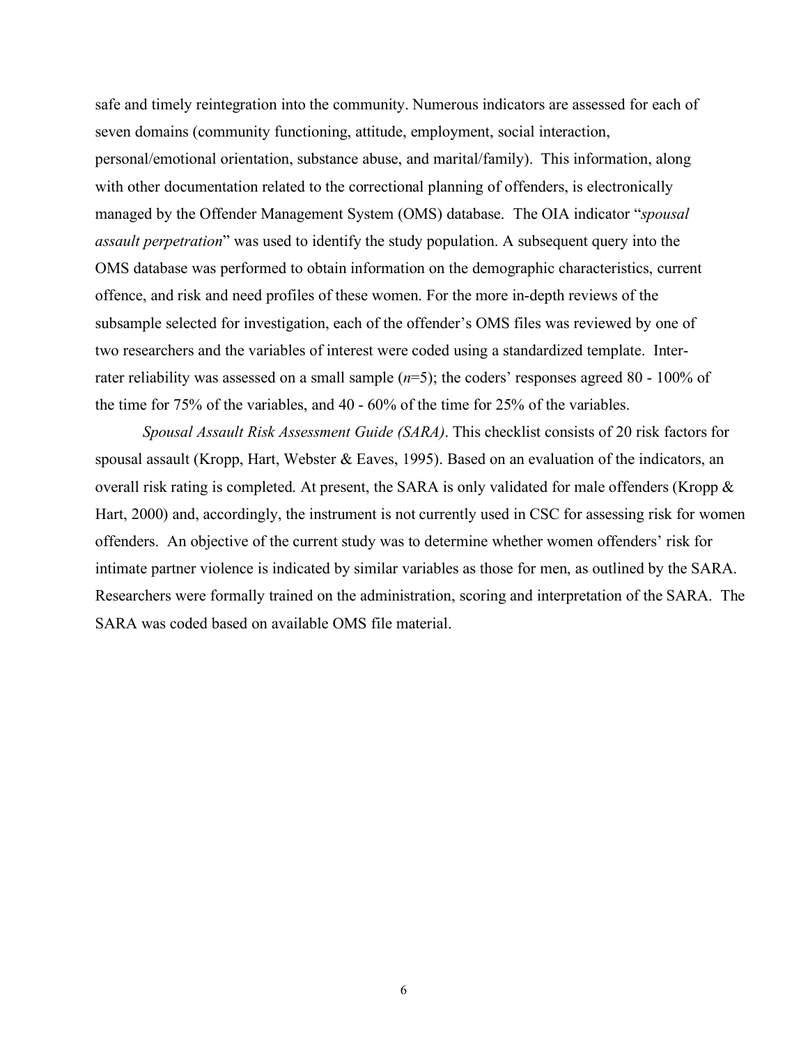safe and timely reintegration into the community. Numerous indicators are assessed for each of seven domains (community functioning, attitude, employment, social interaction, personal/emotional orientation, substance abuse, and marital/family). This information, along with other documentation related to the correctional planning of offenders, is electronically managed by the Offender Management System (OMS) database. The OIA indicator "*spousal assault perpetration*" was used to identify the study population. A subsequent query into the OMS database was performed to obtain information on the demographic characteristics, current offence, and risk and need profiles of these women. For the more in-depth reviews of the subsample selected for investigation, each of the offender's OMS files was reviewed by one of two researchers and the variables of interest were coded using a standardized template. Inter-rater reliability was assessed on a small sample ($n$=5); the coders' responses agreed 80 - 100% of the time for 75% of the variables, and 40 - 60% of the time for 25% of the variables.

*Spousal Assault Risk Assessment Guide (SARA)*. This checklist consists of 20 risk factors for spousal assault (Kropp, Hart, Webster & Eaves, 1995). Based on an evaluation of the indicators, an overall risk rating is completed. At present, the SARA is only validated for male offenders (Kropp & Hart, 2000) and, accordingly, the instrument is not currently used in CSC for assessing risk for women offenders. An objective of the current study was to determine whether women offenders' risk for intimate partner violence is indicated by similar variables as those for men, as outlined by the SARA. Researchers were formally trained on the administration, scoring and interpretation of the SARA. The SARA was coded based on available OMS file material.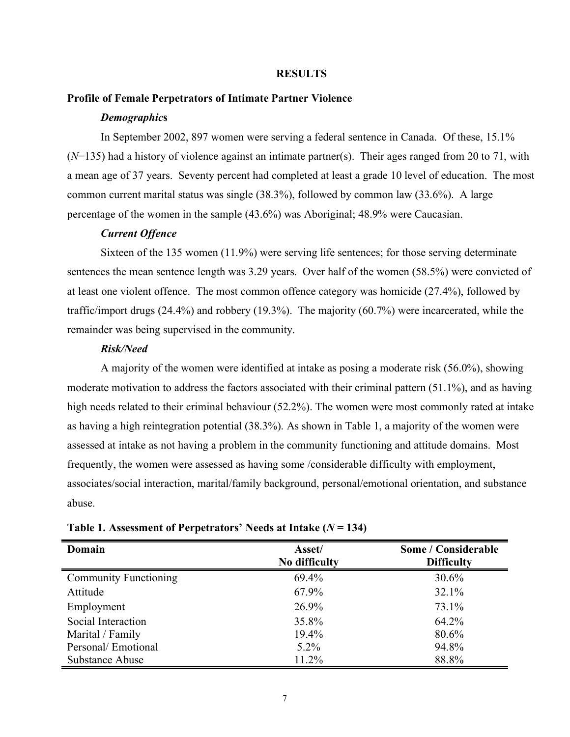# RESULTS

## Profile of Female Perpetrators of Intimate Partner Violence

### *Demographics*

In September 2002, 897 women were serving a federal sentence in Canada. Of these, 15.1% (*N*=135) had a history of violence against an intimate partner(s). Their ages ranged from 20 to 71, with a mean age of 37 years. Seventy percent had completed at least a grade 10 level of education. The most common current marital status was single (38.3%), followed by common law (33.6%). A large percentage of the women in the sample (43.6%) was Aboriginal; 48.9% were Caucasian.

### *Current Offence*

Sixteen of the 135 women (11.9%) were serving life sentences; for those serving determinate sentences the mean sentence length was 3.29 years. Over half of the women (58.5%) were convicted of at least one violent offence. The most common offence category was homicide (27.4%), followed by traffic/import drugs (24.4%) and robbery (19.3%). The majority (60.7%) were incarcerated, while the remainder was being supervised in the community.

### *Risk/Need*

A majority of the women were identified at intake as posing a moderate risk (56.0%), showing moderate motivation to address the factors associated with their criminal pattern (51.1%), and as having high needs related to their criminal behaviour (52.2%). The women were most commonly rated at intake as having a high reintegration potential (38.3%). As shown in Table 1, a majority of the women were assessed at intake as not having a problem in the community functioning and attitude domains. Most frequently, the women were assessed as having some /considerable difficulty with employment, associates/social interaction, marital/family background, personal/emotional orientation, and substance abuse.

**Table 1. Assessment of Perpetrators' Needs at Intake (*N* = 134)**

| Domain | Asset/ No difficulty | Some / Considerable Difficulty |
|---|---|---|
| Community Functioning | 69.4% | 30.6% |
| Attitude | 67.9% | 32.1% |
| Employment | 26.9% | 73.1% |
| Social Interaction | 35.8% | 64.2% |
| Marital / Family | 19.4% | 80.6% |
| Personal/ Emotional | 5.2% | 94.8% |
| Substance Abuse | 11.2% | 88.8% |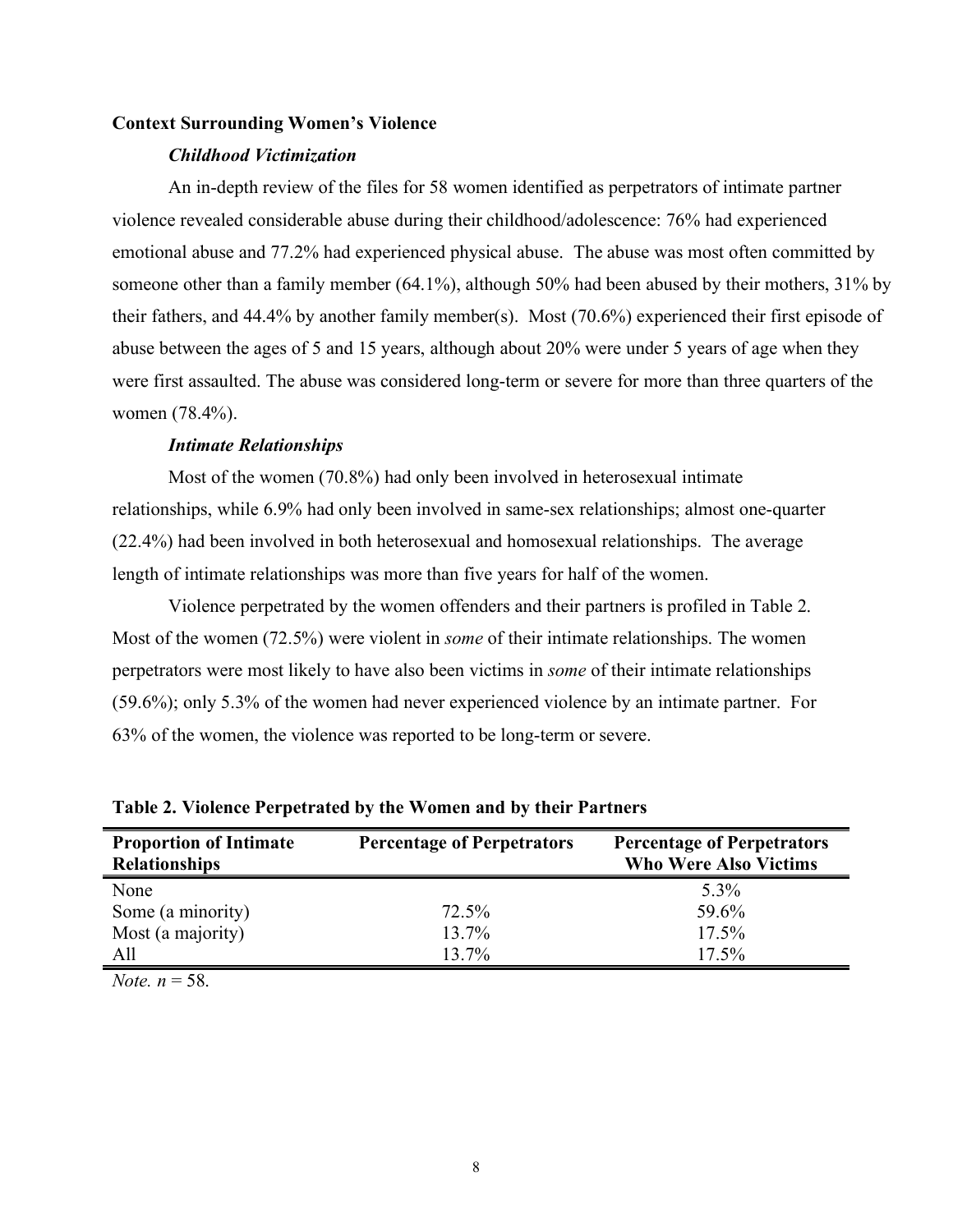**Context Surrounding Women's Violence**

***Childhood Victimization***

An in-depth review of the files for 58 women identified as perpetrators of intimate partner violence revealed considerable abuse during their childhood/adolescence: 76% had experienced emotional abuse and 77.2% had experienced physical abuse. The abuse was most often committed by someone other than a family member (64.1%), although 50% had been abused by their mothers, 31% by their fathers, and 44.4% by another family member(s). Most (70.6%) experienced their first episode of abuse between the ages of 5 and 15 years, although about 20% were under 5 years of age when they were first assaulted. The abuse was considered long-term or severe for more than three quarters of the women (78.4%).

***Intimate Relationships***

Most of the women (70.8%) had only been involved in heterosexual intimate relationships, while 6.9% had only been involved in same-sex relationships; almost one-quarter (22.4%) had been involved in both heterosexual and homosexual relationships. The average length of intimate relationships was more than five years for half of the women.

Violence perpetrated by the women offenders and their partners is profiled in Table 2. Most of the women (72.5%) were violent in *some* of their intimate relationships. The women perpetrators were most likely to have also been victims in *some* of their intimate relationships (59.6%); only 5.3% of the women had never experienced violence by an intimate partner. For 63% of the women, the violence was reported to be long-term or severe.

**Table 2. Violence Perpetrated by the Women and by their Partners**

| Proportion of Intimate Relationships | Percentage of Perpetrators | Percentage of Perpetrators Who Were Also Victims |
|---|---|---|
| None | | 5.3% |
| Some (a minority) | 72.5% | 59.6% |
| Most (a majority) | 13.7% | 17.5% |
| All | 13.7% | 17.5% |

*Note.* $n = 58$.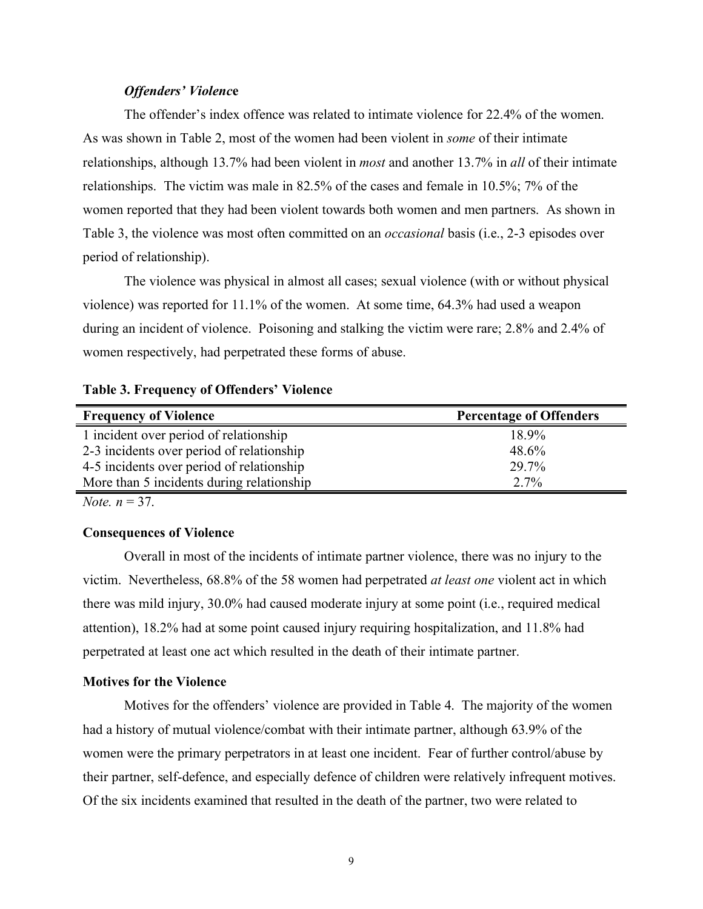### *Offenders' Violence*

The offender's index offence was related to intimate violence for 22.4% of the women. As was shown in Table 2, most of the women had been violent in *some* of their intimate relationships, although 13.7% had been violent in *most* and another 13.7% in *all* of their intimate relationships. The victim was male in 82.5% of the cases and female in 10.5%; 7% of the women reported that they had been violent towards both women and men partners. As shown in Table 3, the violence was most often committed on an *occasional* basis (i.e., 2-3 episodes over period of relationship).

The violence was physical in almost all cases; sexual violence (with or without physical violence) was reported for 11.1% of the women. At some time, 64.3% had used a weapon during an incident of violence. Poisoning and stalking the victim were rare; 2.8% and 2.4% of women respectively, had perpetrated these forms of abuse.

**Table 3. Frequency of Offenders' Violence**

| Frequency of Violence | Percentage of Offenders |
|---|---|
| 1 incident over period of relationship | 18.9% |
| 2-3 incidents over period of relationship | 48.6% |
| 4-5 incidents over period of relationship | 29.7% |
| More than 5 incidents during relationship | 2.7% |

*Note. n* = 37.

### Consequences of Violence

Overall in most of the incidents of intimate partner violence, there was no injury to the victim. Nevertheless, 68.8% of the 58 women had perpetrated *at least one* violent act in which there was mild injury, 30.0% had caused moderate injury at some point (i.e., required medical attention), 18.2% had at some point caused injury requiring hospitalization, and 11.8% had perpetrated at least one act which resulted in the death of their intimate partner.

### Motives for the Violence

Motives for the offenders' violence are provided in Table 4. The majority of the women had a history of mutual violence/combat with their intimate partner, although 63.9% of the women were the primary perpetrators in at least one incident. Fear of further control/abuse by their partner, self-defence, and especially defence of children were relatively infrequent motives. Of the six incidents examined that resulted in the death of the partner, two were related to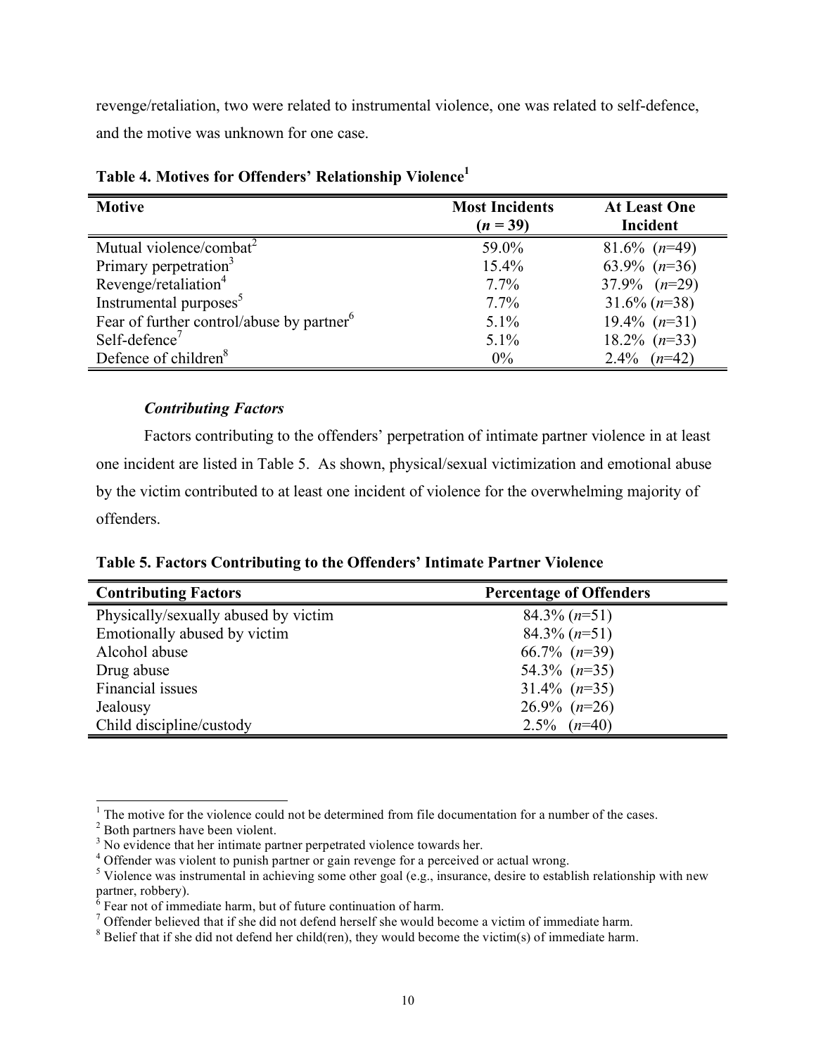revenge/retaliation, two were related to instrumental violence, one was related to self-defence, and the motive was unknown for one case.

**Table 4. Motives for Offenders' Relationship Violence[1]**

| Motive | Most Incidents ($n$ = 39) | At Least One Incident |
|---|---|---|
| Mutual violence/combat[2] | 59.0% | 81.6% ($n$=49) |
| Primary perpetration[3] | 15.4% | 63.9% ($n$=36) |
| Revenge/retaliation[4] | 7.7% | 37.9% ($n$=29) |
| Instrumental purposes[5] | 7.7% | 31.6% ($n$=38) |
| Fear of further control/abuse by partner[6] | 5.1% | 19.4% ($n$=31) |
| Self-defence[7] | 5.1% | 18.2% ($n$=33) |
| Defence of children[8] | 0% | 2.4% ($n$=42) |

### *Contributing Factors*

Factors contributing to the offenders' perpetration of intimate partner violence in at least one incident are listed in Table 5. As shown, physical/sexual victimization and emotional abuse by the victim contributed to at least one incident of violence for the overwhelming majority of offenders.

**Table 5. Factors Contributing to the Offenders' Intimate Partner Violence**

| Contributing Factors | Percentage of Offenders |
|---|---|
| Physically/sexually abused by victim | 84.3% ($n$=51) |
| Emotionally abused by victim | 84.3% ($n$=51) |
| Alcohol abuse | 66.7% ($n$=39) |
| Drug abuse | 54.3% ($n$=35) |
| Financial issues | 31.4% ($n$=35) |
| Jealousy | 26.9% ($n$=26) |
| Child discipline/custody | 2.5% ($n$=40) |

[1] The motive for the violence could not be determined from file documentation for a number of the cases.
[2] Both partners have been violent.
[3] No evidence that her intimate partner perpetrated violence towards her.
[4] Offender was violent to punish partner or gain revenge for a perceived or actual wrong.
[5] Violence was instrumental in achieving some other goal (e.g., insurance, desire to establish relationship with new partner, robbery).
[6] Fear not of immediate harm, but of future continuation of harm.
[7] Offender believed that if she did not defend herself she would become a victim of immediate harm.
[8] Belief that if she did not defend her child(ren), they would become the victim(s) of immediate harm.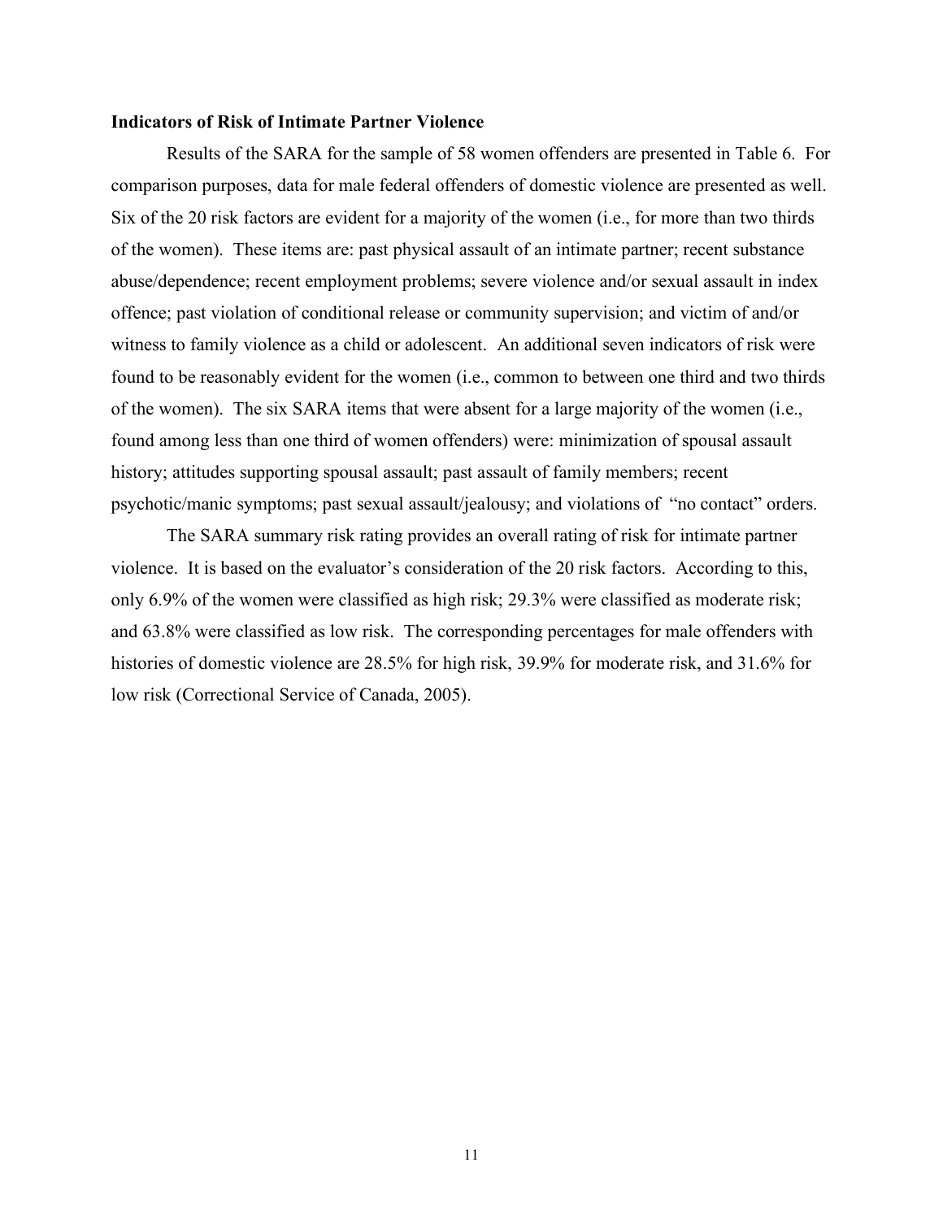### Indicators of Risk of Intimate Partner Violence

Results of the SARA for the sample of 58 women offenders are presented in Table 6. For comparison purposes, data for male federal offenders of domestic violence are presented as well. Six of the 20 risk factors are evident for a majority of the women (i.e., for more than two thirds of the women). These items are: past physical assault of an intimate partner; recent substance abuse/dependence; recent employment problems; severe violence and/or sexual assault in index offence; past violation of conditional release or community supervision; and victim of and/or witness to family violence as a child or adolescent. An additional seven indicators of risk were found to be reasonably evident for the women (i.e., common to between one third and two thirds of the women). The six SARA items that were absent for a large majority of the women (i.e., found among less than one third of women offenders) were: minimization of spousal assault history; attitudes supporting spousal assault; past assault of family members; recent psychotic/manic symptoms; past sexual assault/jealousy; and violations of "no contact" orders.

The SARA summary risk rating provides an overall rating of risk for intimate partner violence. It is based on the evaluator's consideration of the 20 risk factors. According to this, only 6.9% of the women were classified as high risk; 29.3% were classified as moderate risk; and 63.8% were classified as low risk. The corresponding percentages for male offenders with histories of domestic violence are 28.5% for high risk, 39.9% for moderate risk, and 31.6% for low risk (Correctional Service of Canada, 2005).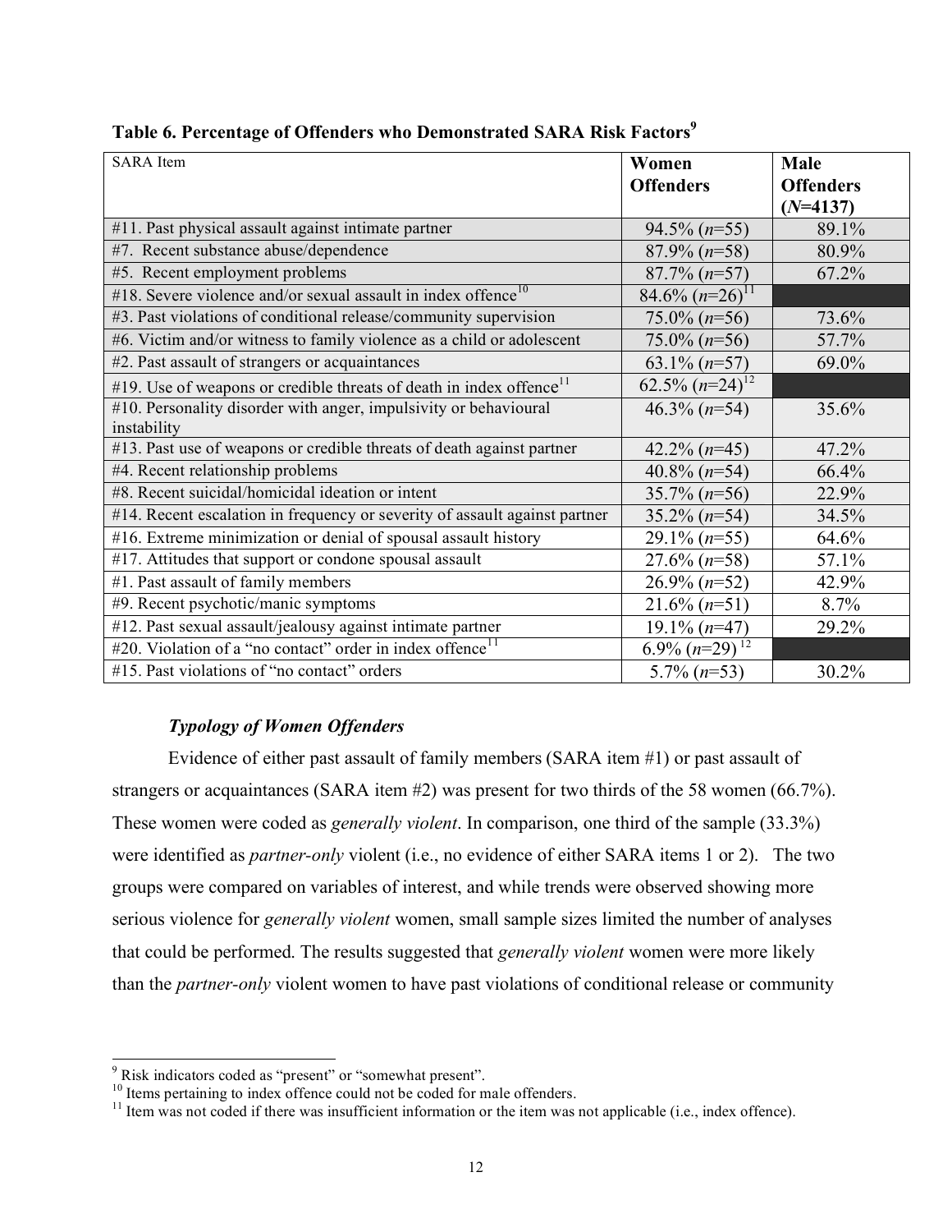**Table 6. Percentage of Offenders who Demonstrated SARA Risk Factors[9]**

| SARA Item | Women Offenders | Male Offenders (*N*=4137) |
|---|---|---|
| #11. Past physical assault against intimate partner | 94.5% (*n*=55) | 89.1% |
| #7. Recent substance abuse/dependence | 87.9% (*n*=58) | 80.9% |
| #5. Recent employment problems | 87.7% (*n*=57) | 67.2% |
| #18. Severe violence and/or sexual assault in index offence[10] | 84.6% (*n*=26)[11] | |
| #3. Past violations of conditional release/community supervision | 75.0% (*n*=56) | 73.6% |
| #6. Victim and/or witness to family violence as a child or adolescent | 75.0% (*n*=56) | 57.7% |
| #2. Past assault of strangers or acquaintances | 63.1% (*n*=57) | 69.0% |
| #19. Use of weapons or credible threats of death in index offence[11] | 62.5% (*n*=24)[12] | |
| #10. Personality disorder with anger, impulsivity or behavioural instability | 46.3% (*n*=54) | 35.6% |
| #13. Past use of weapons or credible threats of death against partner | 42.2% (*n*=45) | 47.2% |
| #4. Recent relationship problems | 40.8% (*n*=54) | 66.4% |
| #8. Recent suicidal/homicidal ideation or intent | 35.7% (*n*=56) | 22.9% |
| #14. Recent escalation in frequency or severity of assault against partner | 35.2% (*n*=54) | 34.5% |
| #16. Extreme minimization or denial of spousal assault history | 29.1% (*n*=55) | 64.6% |
| #17. Attitudes that support or condone spousal assault | 27.6% (*n*=58) | 57.1% |
| #1. Past assault of family members | 26.9% (*n*=52) | 42.9% |
| #9. Recent psychotic/manic symptoms | 21.6% (*n*=51) | 8.7% |
| #12. Past sexual assault/jealousy against intimate partner | 19.1% (*n*=47) | 29.2% |
| #20. Violation of a "no contact" order in index offence[11] | 6.9% (*n*=29)[12] | |
| #15. Past violations of "no contact" orders | 5.7% (*n*=53) | 30.2% |

### *Typology of Women Offenders*

Evidence of either past assault of family members (SARA item #1) or past assault of strangers or acquaintances (SARA item #2) was present for two thirds of the 58 women (66.7%). These women were coded as *generally violent*. In comparison, one third of the sample (33.3%) were identified as *partner-only* violent (i.e., no evidence of either SARA items 1 or 2). The two groups were compared on variables of interest, and while trends were observed showing more serious violence for *generally violent* women, small sample sizes limited the number of analyses that could be performed. The results suggested that *generally violent* women were more likely than the *partner-only* violent women to have past violations of conditional release or community

[9] Risk indicators coded as "present" or "somewhat present".

[10] Items pertaining to index offence could not be coded for male offenders.

[11] Item was not coded if there was insufficient information or the item was not applicable (i.e., index offence).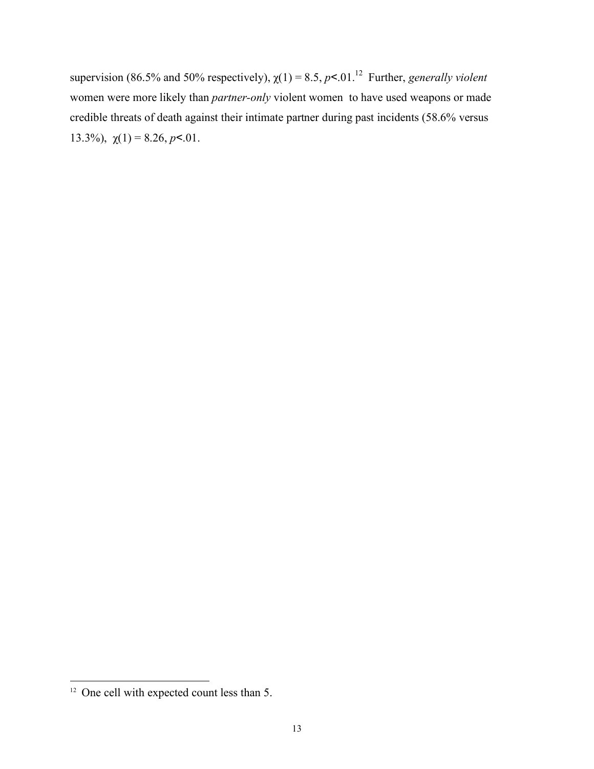supervision (86.5% and 50% respectively), $\chi(1) = 8.5$, $p < .01$.[12] Further, *generally violent* women were more likely than *partner-only* violent women to have used weapons or made credible threats of death against their intimate partner during past incidents (58.6% versus 13.3%), $\chi(1) = 8.26$, $p < .01$.

---

[12] One cell with expected count less than 5.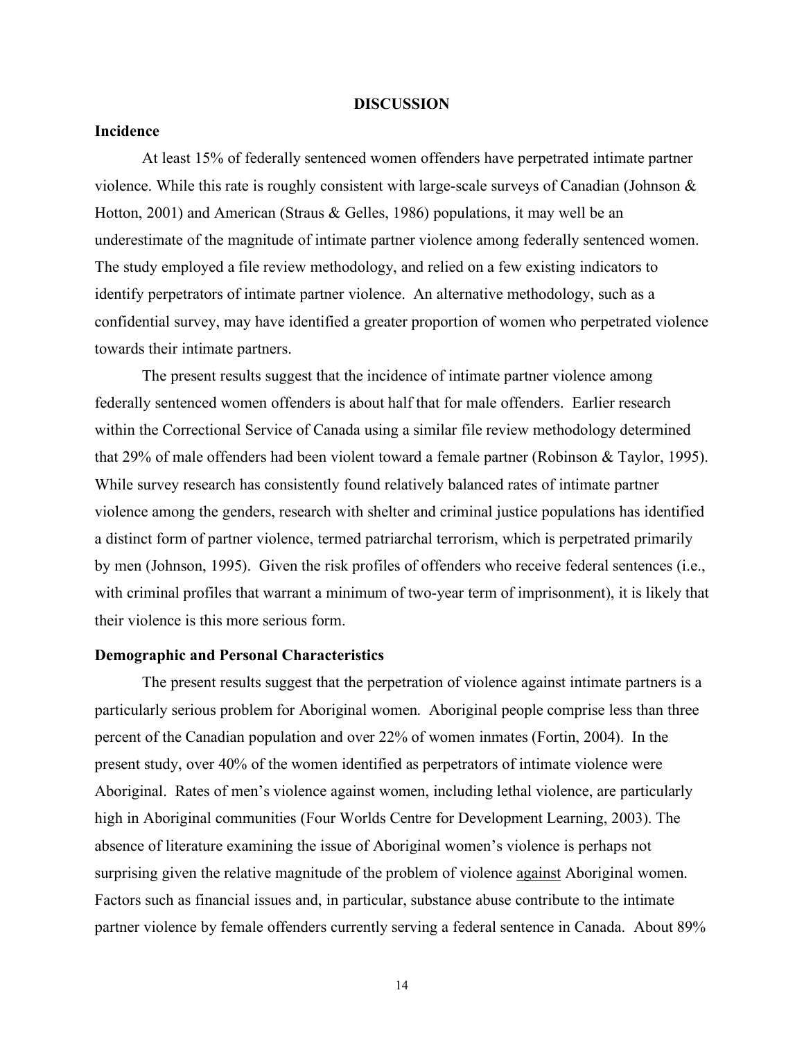## DISCUSSION

### Incidence

At least 15% of federally sentenced women offenders have perpetrated intimate partner violence. While this rate is roughly consistent with large-scale surveys of Canadian (Johnson & Hotton, 2001) and American (Straus & Gelles, 1986) populations, it may well be an underestimate of the magnitude of intimate partner violence among federally sentenced women. The study employed a file review methodology, and relied on a few existing indicators to identify perpetrators of intimate partner violence. An alternative methodology, such as a confidential survey, may have identified a greater proportion of women who perpetrated violence towards their intimate partners.

The present results suggest that the incidence of intimate partner violence among federally sentenced women offenders is about half that for male offenders. Earlier research within the Correctional Service of Canada using a similar file review methodology determined that 29% of male offenders had been violent toward a female partner (Robinson & Taylor, 1995). While survey research has consistently found relatively balanced rates of intimate partner violence among the genders, research with shelter and criminal justice populations has identified a distinct form of partner violence, termed patriarchal terrorism, which is perpetrated primarily by men (Johnson, 1995). Given the risk profiles of offenders who receive federal sentences (i.e., with criminal profiles that warrant a minimum of two-year term of imprisonment), it is likely that their violence is this more serious form.

### Demographic and Personal Characteristics

The present results suggest that the perpetration of violence against intimate partners is a particularly serious problem for Aboriginal women. Aboriginal people comprise less than three percent of the Canadian population and over 22% of women inmates (Fortin, 2004). In the present study, over 40% of the women identified as perpetrators of intimate violence were Aboriginal. Rates of men's violence against women, including lethal violence, are particularly high in Aboriginal communities (Four Worlds Centre for Development Learning, 2003). The absence of literature examining the issue of Aboriginal women's violence is perhaps not surprising given the relative magnitude of the problem of violence <u>against</u> Aboriginal women. Factors such as financial issues and, in particular, substance abuse contribute to the intimate partner violence by female offenders currently serving a federal sentence in Canada. About 89%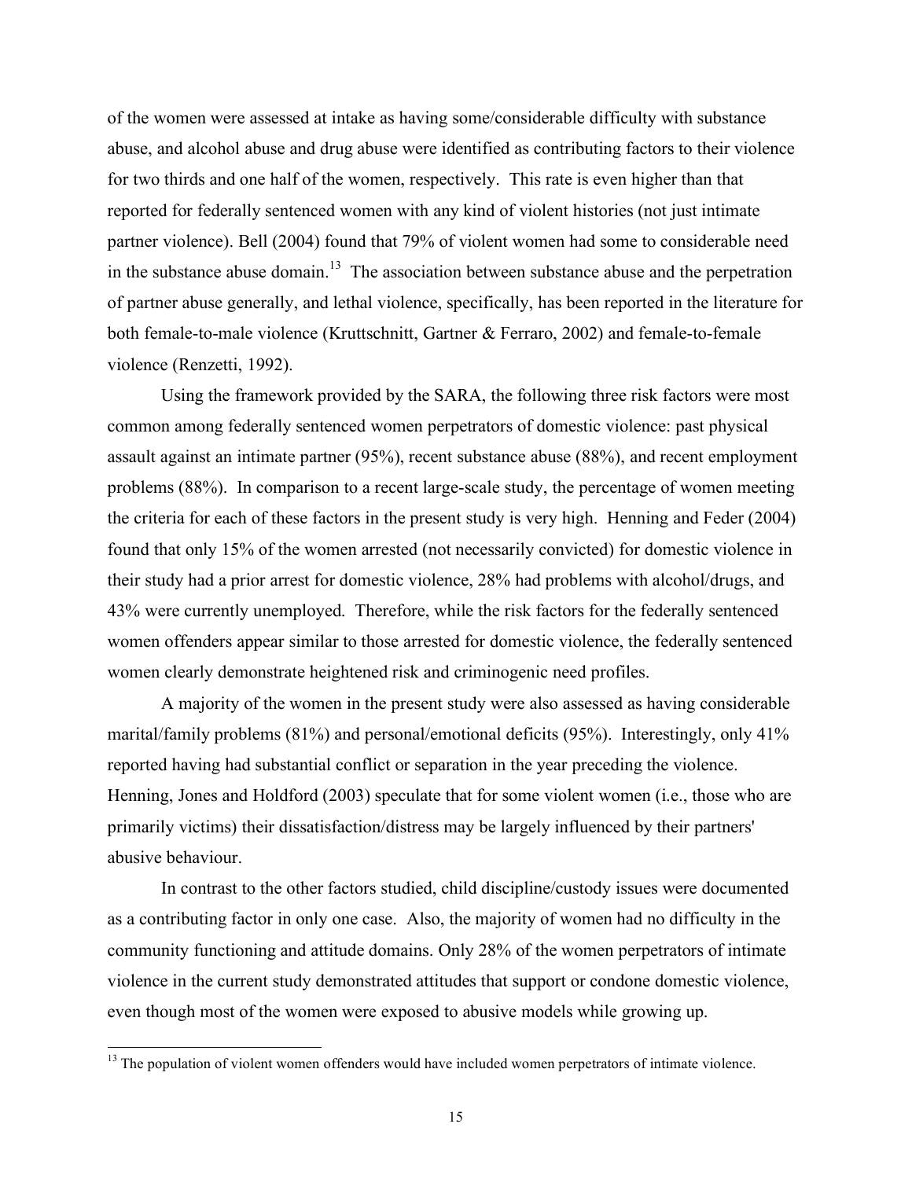of the women were assessed at intake as having some/considerable difficulty with substance abuse, and alcohol abuse and drug abuse were identified as contributing factors to their violence for two thirds and one half of the women, respectively. This rate is even higher than that reported for federally sentenced women with any kind of violent histories (not just intimate partner violence). Bell (2004) found that 79% of violent women had some to considerable need in the substance abuse domain.[13] The association between substance abuse and the perpetration of partner abuse generally, and lethal violence, specifically, has been reported in the literature for both female-to-male violence (Kruttschnitt, Gartner & Ferraro, 2002) and female-to-female violence (Renzetti, 1992).

Using the framework provided by the SARA, the following three risk factors were most common among federally sentenced women perpetrators of domestic violence: past physical assault against an intimate partner (95%), recent substance abuse (88%), and recent employment problems (88%). In comparison to a recent large-scale study, the percentage of women meeting the criteria for each of these factors in the present study is very high. Henning and Feder (2004) found that only 15% of the women arrested (not necessarily convicted) for domestic violence in their study had a prior arrest for domestic violence, 28% had problems with alcohol/drugs, and 43% were currently unemployed. Therefore, while the risk factors for the federally sentenced women offenders appear similar to those arrested for domestic violence, the federally sentenced women clearly demonstrate heightened risk and criminogenic need profiles.

A majority of the women in the present study were also assessed as having considerable marital/family problems (81%) and personal/emotional deficits (95%). Interestingly, only 41% reported having had substantial conflict or separation in the year preceding the violence. Henning, Jones and Holdford (2003) speculate that for some violent women (i.e., those who are primarily victims) their dissatisfaction/distress may be largely influenced by their partners' abusive behaviour.

In contrast to the other factors studied, child discipline/custody issues were documented as a contributing factor in only one case. Also, the majority of women had no difficulty in the community functioning and attitude domains. Only 28% of the women perpetrators of intimate violence in the current study demonstrated attitudes that support or condone domestic violence, even though most of the women were exposed to abusive models while growing up.

[13] The population of violent women offenders would have included women perpetrators of intimate violence.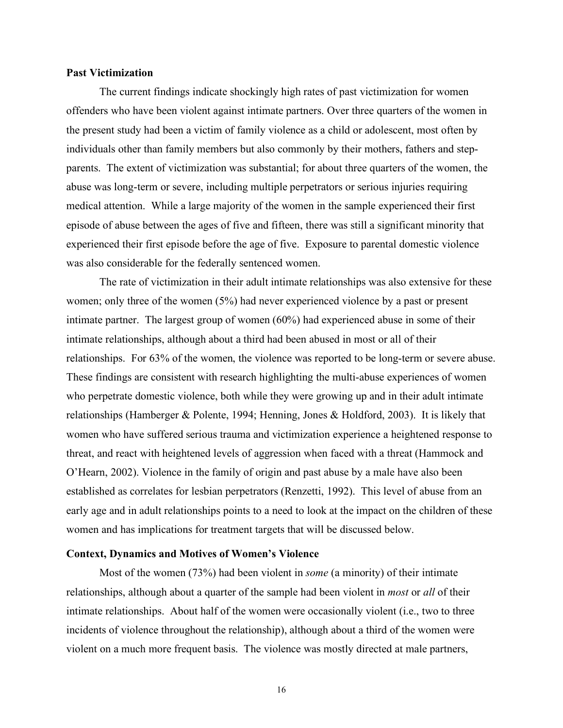**Past Victimization**

The current findings indicate shockingly high rates of past victimization for women offenders who have been violent against intimate partners. Over three quarters of the women in the present study had been a victim of family violence as a child or adolescent, most often by individuals other than family members but also commonly by their mothers, fathers and step-parents. The extent of victimization was substantial; for about three quarters of the women, the abuse was long-term or severe, including multiple perpetrators or serious injuries requiring medical attention. While a large majority of the women in the sample experienced their first episode of abuse between the ages of five and fifteen, there was still a significant minority that experienced their first episode before the age of five. Exposure to parental domestic violence was also considerable for the federally sentenced women.

The rate of victimization in their adult intimate relationships was also extensive for these women; only three of the women (5%) had never experienced violence by a past or present intimate partner. The largest group of women (60%) had experienced abuse in some of their intimate relationships, although about a third had been abused in most or all of their relationships. For 63% of the women, the violence was reported to be long-term or severe abuse. These findings are consistent with research highlighting the multi-abuse experiences of women who perpetrate domestic violence, both while they were growing up and in their adult intimate relationships (Hamberger & Polente, 1994; Henning, Jones & Holdford, 2003). It is likely that women who have suffered serious trauma and victimization experience a heightened response to threat, and react with heightened levels of aggression when faced with a threat (Hammock and O'Hearn, 2002). Violence in the family of origin and past abuse by a male have also been established as correlates for lesbian perpetrators (Renzetti, 1992). This level of abuse from an early age and in adult relationships points to a need to look at the impact on the children of these women and has implications for treatment targets that will be discussed below.

**Context, Dynamics and Motives of Women's Violence**

Most of the women (73%) had been violent in *some* (a minority) of their intimate relationships, although about a quarter of the sample had been violent in *most* or *all* of their intimate relationships. About half of the women were occasionally violent (i.e., two to three incidents of violence throughout the relationship), although about a third of the women were violent on a much more frequent basis. The violence was mostly directed at male partners,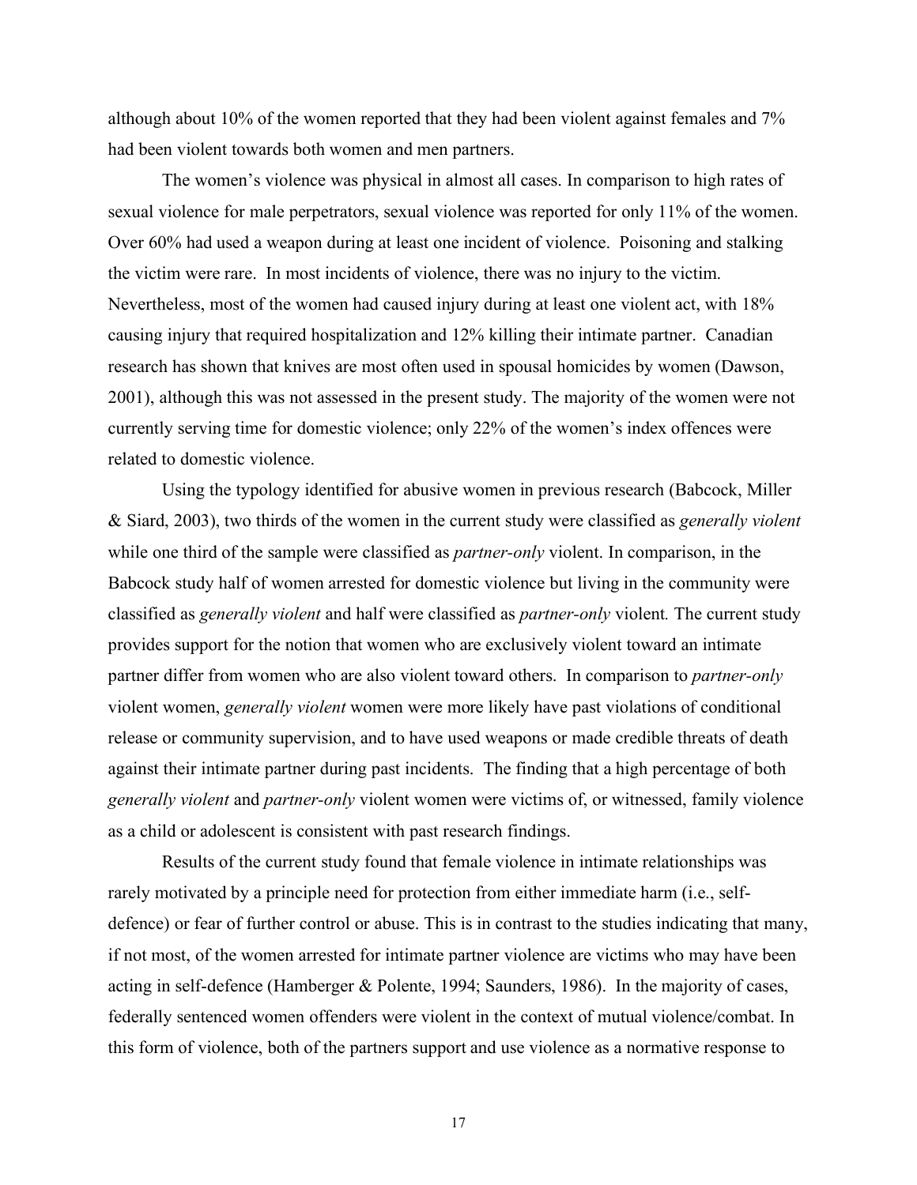although about 10% of the women reported that they had been violent against females and 7% had been violent towards both women and men partners.

The women's violence was physical in almost all cases. In comparison to high rates of sexual violence for male perpetrators, sexual violence was reported for only 11% of the women. Over 60% had used a weapon during at least one incident of violence. Poisoning and stalking the victim were rare. In most incidents of violence, there was no injury to the victim. Nevertheless, most of the women had caused injury during at least one violent act, with 18% causing injury that required hospitalization and 12% killing their intimate partner. Canadian research has shown that knives are most often used in spousal homicides by women (Dawson, 2001), although this was not assessed in the present study. The majority of the women were not currently serving time for domestic violence; only 22% of the women's index offences were related to domestic violence.

Using the typology identified for abusive women in previous research (Babcock, Miller & Siard, 2003), two thirds of the women in the current study were classified as *generally violent* while one third of the sample were classified as *partner-only* violent. In comparison, in the Babcock study half of women arrested for domestic violence but living in the community were classified as *generally violent* and half were classified as *partner-only* violent*.* The current study provides support for the notion that women who are exclusively violent toward an intimate partner differ from women who are also violent toward others. In comparison to *partner-only* violent women, *generally violent* women were more likely have past violations of conditional release or community supervision, and to have used weapons or made credible threats of death against their intimate partner during past incidents. The finding that a high percentage of both *generally violent* and *partner-only* violent women were victims of, or witnessed, family violence as a child or adolescent is consistent with past research findings.

Results of the current study found that female violence in intimate relationships was rarely motivated by a principle need for protection from either immediate harm (i.e., self-defence) or fear of further control or abuse. This is in contrast to the studies indicating that many, if not most, of the women arrested for intimate partner violence are victims who may have been acting in self-defence (Hamberger & Polente, 1994; Saunders, 1986). In the majority of cases, federally sentenced women offenders were violent in the context of mutual violence/combat. In this form of violence, both of the partners support and use violence as a normative response to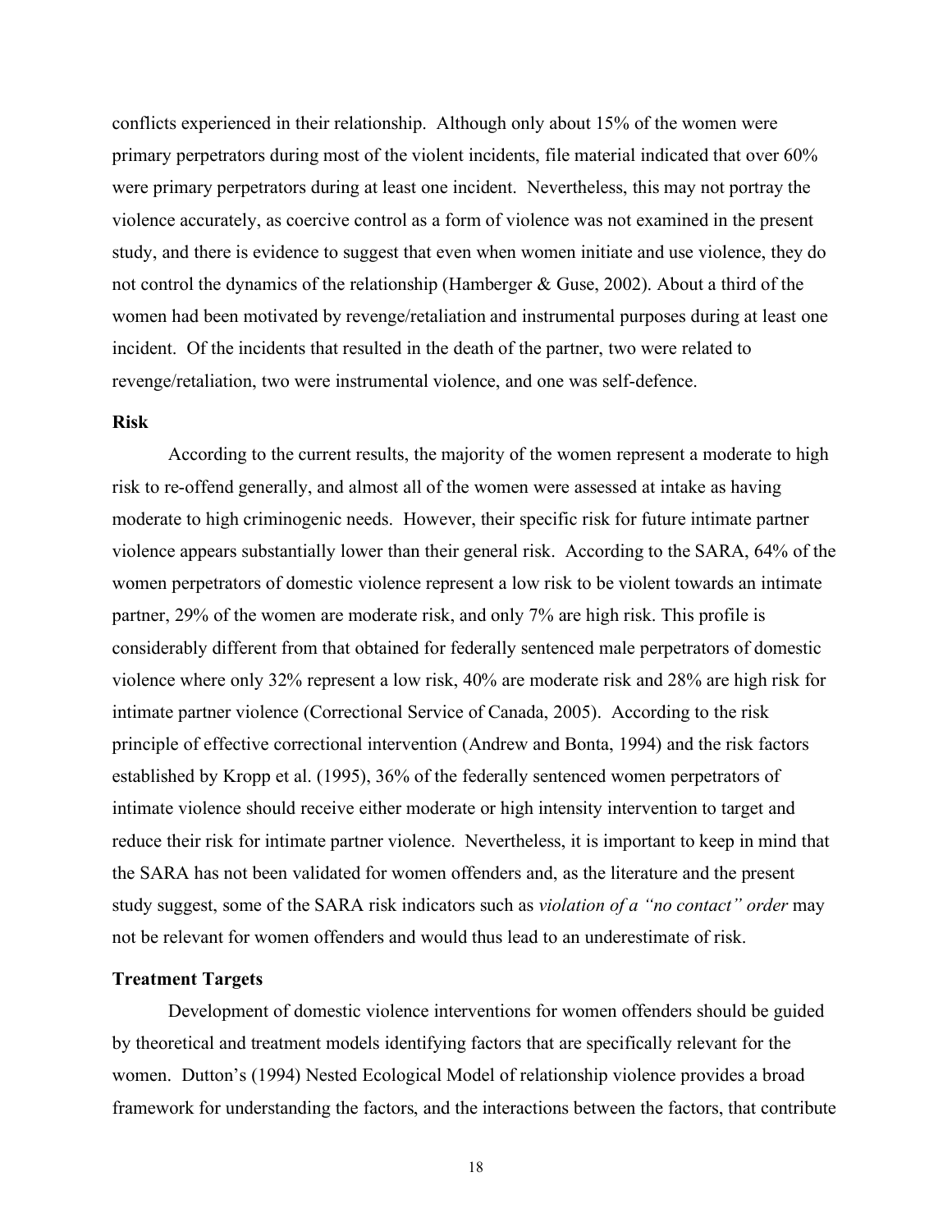conflicts experienced in their relationship. Although only about 15% of the women were primary perpetrators during most of the violent incidents, file material indicated that over 60% were primary perpetrators during at least one incident. Nevertheless, this may not portray the violence accurately, as coercive control as a form of violence was not examined in the present study, and there is evidence to suggest that even when women initiate and use violence, they do not control the dynamics of the relationship (Hamberger & Guse, 2002). About a third of the women had been motivated by revenge/retaliation and instrumental purposes during at least one incident. Of the incidents that resulted in the death of the partner, two were related to revenge/retaliation, two were instrumental violence, and one was self-defence.

### Risk

According to the current results, the majority of the women represent a moderate to high risk to re-offend generally, and almost all of the women were assessed at intake as having moderate to high criminogenic needs. However, their specific risk for future intimate partner violence appears substantially lower than their general risk. According to the SARA, 64% of the women perpetrators of domestic violence represent a low risk to be violent towards an intimate partner, 29% of the women are moderate risk, and only 7% are high risk. This profile is considerably different from that obtained for federally sentenced male perpetrators of domestic violence where only 32% represent a low risk, 40% are moderate risk and 28% are high risk for intimate partner violence (Correctional Service of Canada, 2005). According to the risk principle of effective correctional intervention (Andrew and Bonta, 1994) and the risk factors established by Kropp et al. (1995), 36% of the federally sentenced women perpetrators of intimate violence should receive either moderate or high intensity intervention to target and reduce their risk for intimate partner violence. Nevertheless, it is important to keep in mind that the SARA has not been validated for women offenders and, as the literature and the present study suggest, some of the SARA risk indicators such as *violation of a "no contact" order* may not be relevant for women offenders and would thus lead to an underestimate of risk.

### Treatment Targets

Development of domestic violence interventions for women offenders should be guided by theoretical and treatment models identifying factors that are specifically relevant for the women. Dutton's (1994) Nested Ecological Model of relationship violence provides a broad framework for understanding the factors, and the interactions between the factors, that contribute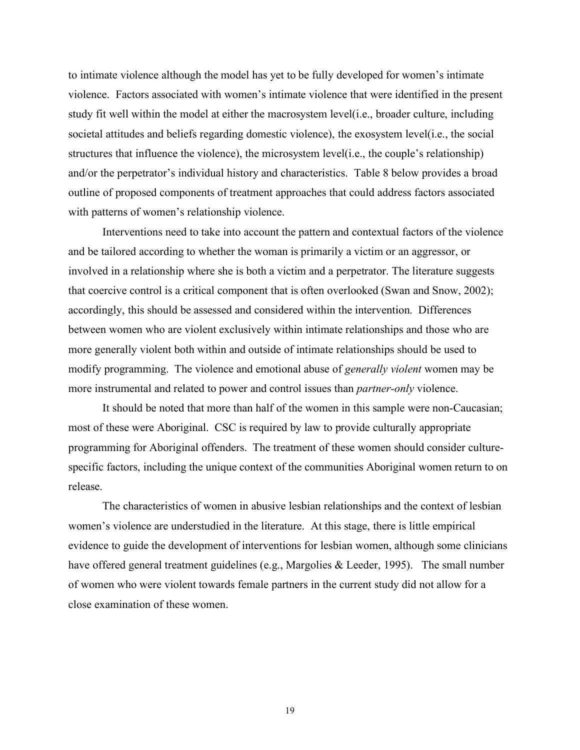to intimate violence although the model has yet to be fully developed for women's intimate violence. Factors associated with women's intimate violence that were identified in the present study fit well within the model at either the macrosystem level(i.e., broader culture, including societal attitudes and beliefs regarding domestic violence), the exosystem level(i.e., the social structures that influence the violence), the microsystem level(i.e., the couple's relationship) and/or the perpetrator's individual history and characteristics. Table 8 below provides a broad outline of proposed components of treatment approaches that could address factors associated with patterns of women's relationship violence.

Interventions need to take into account the pattern and contextual factors of the violence and be tailored according to whether the woman is primarily a victim or an aggressor, or involved in a relationship where she is both a victim and a perpetrator. The literature suggests that coercive control is a critical component that is often overlooked (Swan and Snow, 2002); accordingly, this should be assessed and considered within the intervention. Differences between women who are violent exclusively within intimate relationships and those who are more generally violent both within and outside of intimate relationships should be used to modify programming. The violence and emotional abuse of *generally violent* women may be more instrumental and related to power and control issues than *partner-only* violence.

It should be noted that more than half of the women in this sample were non-Caucasian; most of these were Aboriginal. CSC is required by law to provide culturally appropriate programming for Aboriginal offenders. The treatment of these women should consider culture-specific factors, including the unique context of the communities Aboriginal women return to on release.

The characteristics of women in abusive lesbian relationships and the context of lesbian women's violence are understudied in the literature. At this stage, there is little empirical evidence to guide the development of interventions for lesbian women, although some clinicians have offered general treatment guidelines (e.g., Margolies & Leeder, 1995). The small number of women who were violent towards female partners in the current study did not allow for a close examination of these women.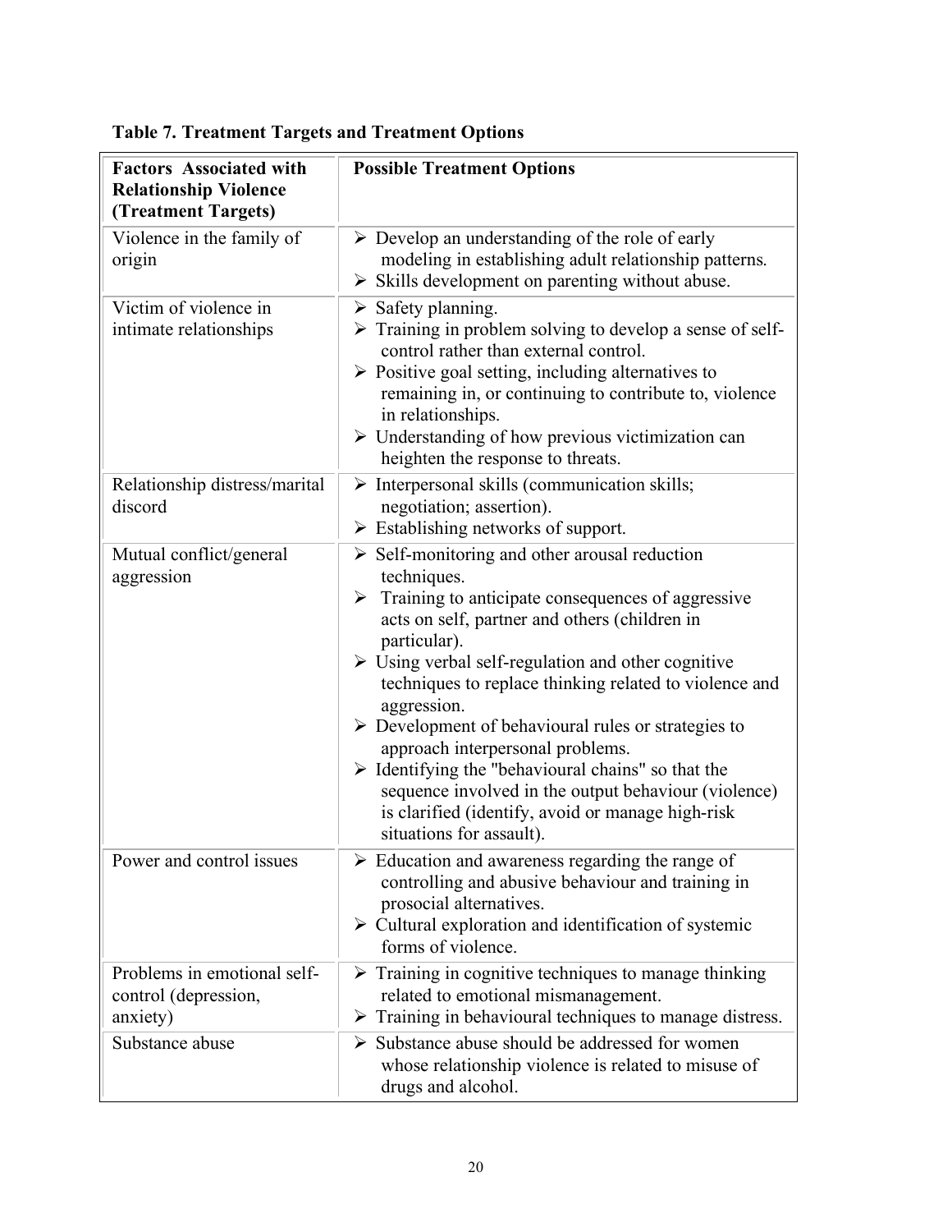**Table 7. Treatment Targets and Treatment Options**

| Factors Associated with Relationship Violence (Treatment Targets) | Possible Treatment Options |
|---|---|
| Violence in the family of origin | ➢ Develop an understanding of the role of early modeling in establishing adult relationship patterns.<br>➢ Skills development on parenting without abuse. |
| Victim of violence in intimate relationships | ➢ Safety planning.<br>➢ Training in problem solving to develop a sense of self-control rather than external control.<br>➢ Positive goal setting, including alternatives to remaining in, or continuing to contribute to, violence in relationships.<br>➢ Understanding of how previous victimization can heighten the response to threats. |
| Relationship distress/marital discord | ➢ Interpersonal skills (communication skills; negotiation; assertion).<br>➢ Establishing networks of support. |
| Mutual conflict/general aggression | ➢ Self-monitoring and other arousal reduction techniques.<br>➢ Training to anticipate consequences of aggressive acts on self, partner and others (children in particular).<br>➢ Using verbal self-regulation and other cognitive techniques to replace thinking related to violence and aggression.<br>➢ Development of behavioural rules or strategies to approach interpersonal problems.<br>➢ Identifying the "behavioural chains" so that the sequence involved in the output behaviour (violence) is clarified (identify, avoid or manage high-risk situations for assault). |
| Power and control issues | ➢ Education and awareness regarding the range of controlling and abusive behaviour and training in prosocial alternatives.<br>➢ Cultural exploration and identification of systemic forms of violence. |
| Problems in emotional self-control (depression, anxiety) | ➢ Training in cognitive techniques to manage thinking related to emotional mismanagement.<br>➢ Training in behavioural techniques to manage distress. |
| Substance abuse | ➢ Substance abuse should be addressed for women whose relationship violence is related to misuse of drugs and alcohol. |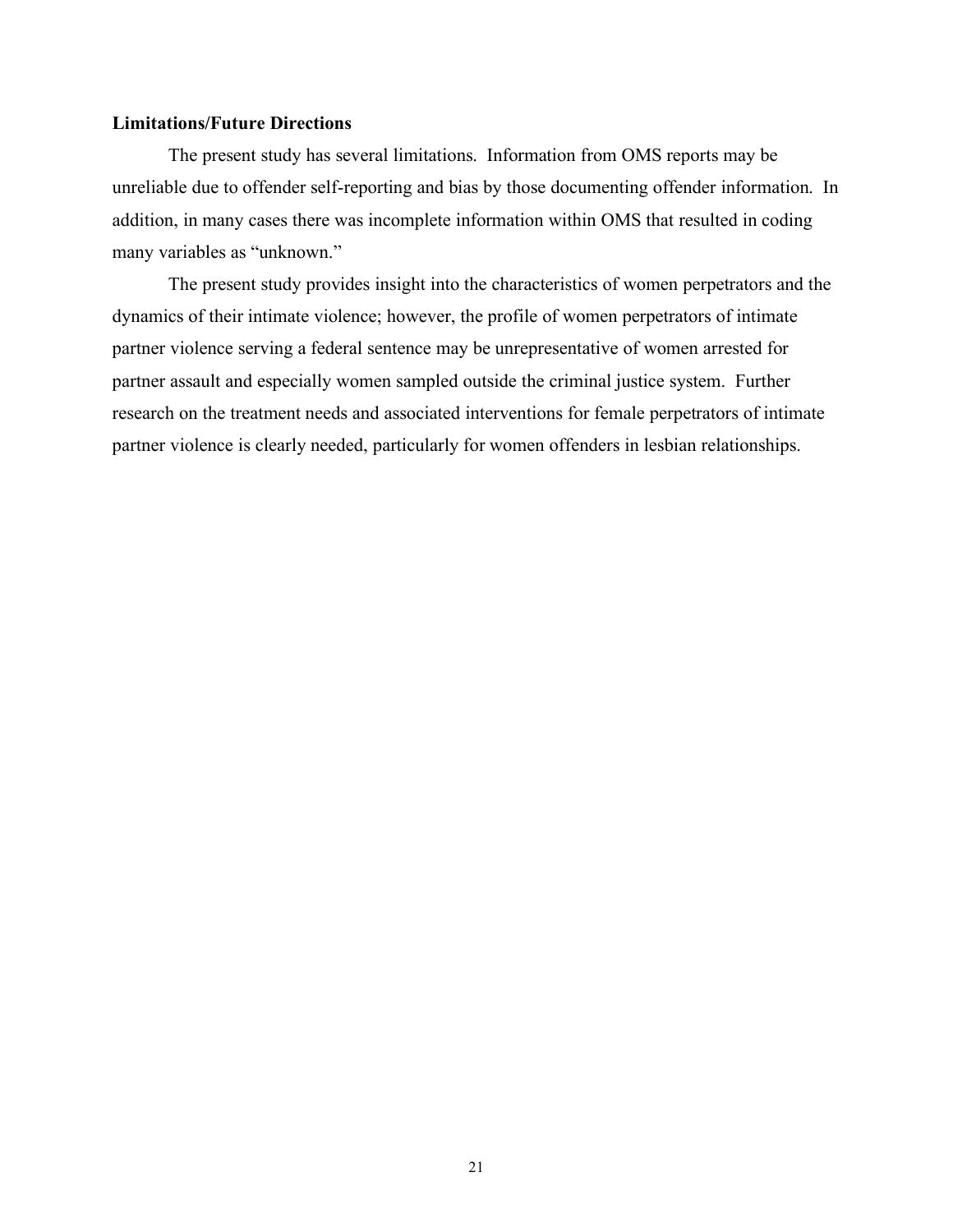**Limitations/Future Directions**

The present study has several limitations. Information from OMS reports may be unreliable due to offender self-reporting and bias by those documenting offender information. In addition, in many cases there was incomplete information within OMS that resulted in coding many variables as "unknown."

The present study provides insight into the characteristics of women perpetrators and the dynamics of their intimate violence; however, the profile of women perpetrators of intimate partner violence serving a federal sentence may be unrepresentative of women arrested for partner assault and especially women sampled outside the criminal justice system. Further research on the treatment needs and associated interventions for female perpetrators of intimate partner violence is clearly needed, particularly for women offenders in lesbian relationships.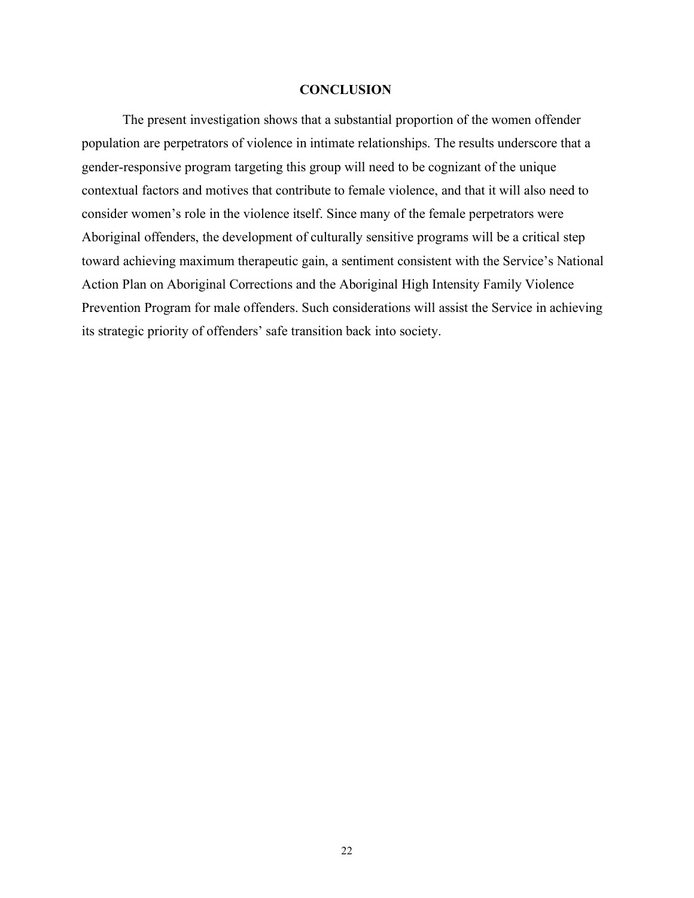## CONCLUSION

The present investigation shows that a substantial proportion of the women offender population are perpetrators of violence in intimate relationships. The results underscore that a gender-responsive program targeting this group will need to be cognizant of the unique contextual factors and motives that contribute to female violence, and that it will also need to consider women's role in the violence itself. Since many of the female perpetrators were Aboriginal offenders, the development of culturally sensitive programs will be a critical step toward achieving maximum therapeutic gain, a sentiment consistent with the Service's National Action Plan on Aboriginal Corrections and the Aboriginal High Intensity Family Violence Prevention Program for male offenders. Such considerations will assist the Service in achieving its strategic priority of offenders' safe transition back into society.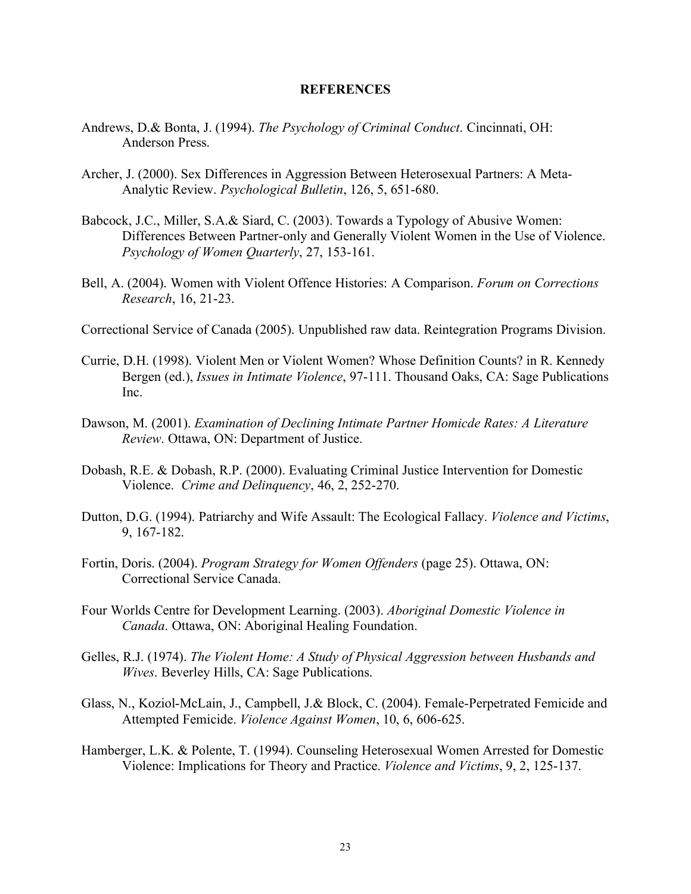# REFERENCES

Andrews, D.& Bonta, J. (1994). *The Psychology of Criminal Conduct*. Cincinnati, OH: Anderson Press.

Archer, J. (2000). Sex Differences in Aggression Between Heterosexual Partners: A Meta-Analytic Review. *Psychological Bulletin*, 126, 5, 651-680.

Babcock, J.C., Miller, S.A.& Siard, C. (2003). Towards a Typology of Abusive Women: Differences Between Partner-only and Generally Violent Women in the Use of Violence. *Psychology of Women Quarterly*, 27, 153-161.

Bell, A. (2004). Women with Violent Offence Histories: A Comparison. *Forum on Corrections Research*, 16, 21-23.

Correctional Service of Canada (2005). Unpublished raw data. Reintegration Programs Division.

Currie, D.H. (1998). Violent Men or Violent Women? Whose Definition Counts? in R. Kennedy Bergen (ed.), *Issues in Intimate Violence*, 97-111. Thousand Oaks, CA: Sage Publications Inc.

Dawson, M. (2001). *Examination of Declining Intimate Partner Homicde Rates: A Literature Review*. Ottawa, ON: Department of Justice.

Dobash, R.E. & Dobash, R.P. (2000). Evaluating Criminal Justice Intervention for Domestic Violence. *Crime and Delinquency*, 46, 2, 252-270.

Dutton, D.G. (1994). Patriarchy and Wife Assault: The Ecological Fallacy. *Violence and Victims*, 9, 167-182.

Fortin, Doris. (2004). *Program Strategy for Women Offenders* (page 25). Ottawa, ON: Correctional Service Canada.

Four Worlds Centre for Development Learning. (2003). *Aboriginal Domestic Violence in Canada*. Ottawa, ON: Aboriginal Healing Foundation.

Gelles, R.J. (1974). *The Violent Home: A Study of Physical Aggression between Husbands and Wives*. Beverley Hills, CA: Sage Publications.

Glass, N., Koziol-McLain, J., Campbell, J.& Block, C. (2004). Female-Perpetrated Femicide and Attempted Femicide. *Violence Against Women*, 10, 6, 606-625.

Hamberger, L.K. & Polente, T. (1994). Counseling Heterosexual Women Arrested for Domestic Violence: Implications for Theory and Practice. *Violence and Victims*, 9, 2, 125-137.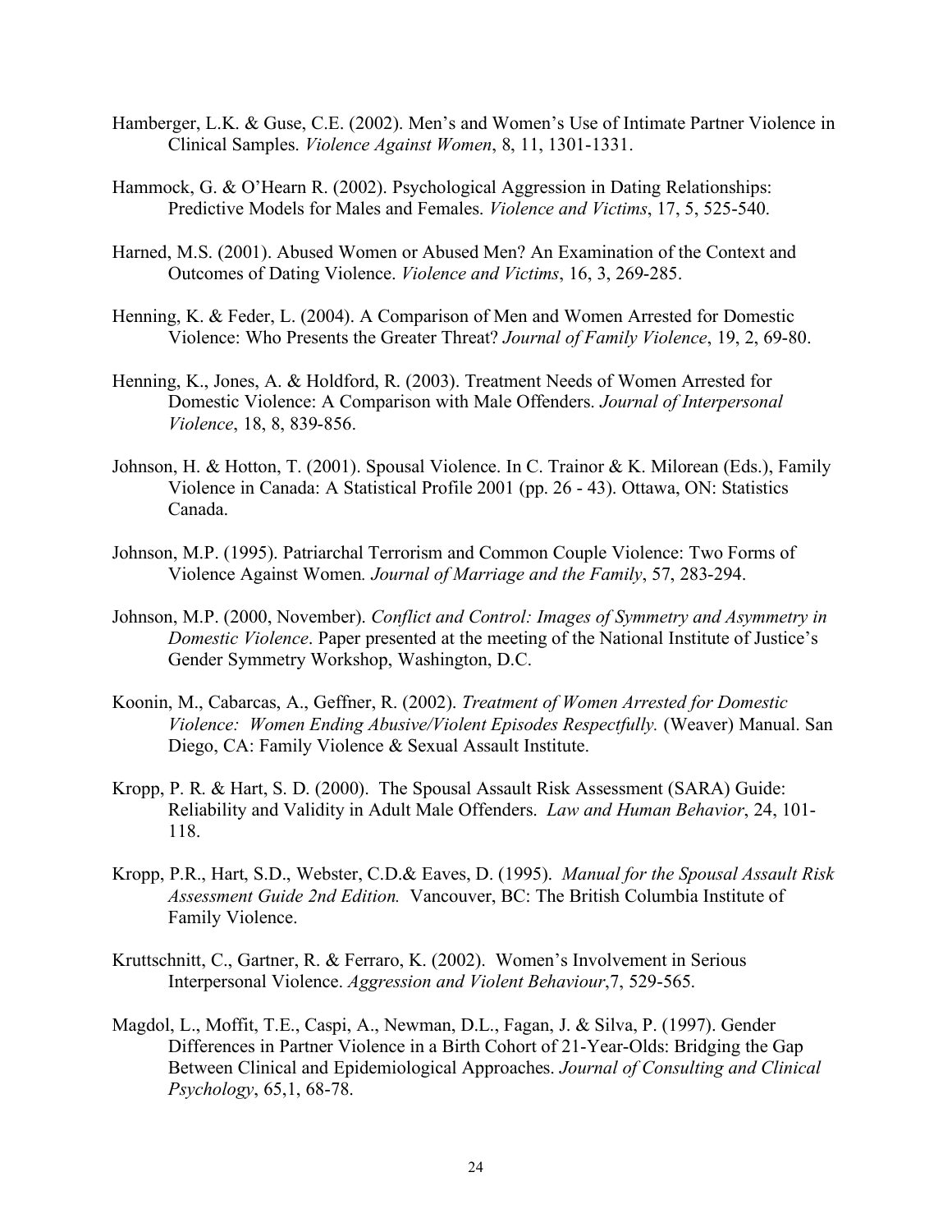Hamberger, L.K. & Guse, C.E. (2002). Men's and Women's Use of Intimate Partner Violence in Clinical Samples. *Violence Against Women*, 8, 11, 1301-1331.

Hammock, G. & O'Hearn R. (2002). Psychological Aggression in Dating Relationships: Predictive Models for Males and Females. *Violence and Victims*, 17, 5, 525-540.

Harned, M.S. (2001). Abused Women or Abused Men? An Examination of the Context and Outcomes of Dating Violence. *Violence and Victims*, 16, 3, 269-285.

Henning, K. & Feder, L. (2004). A Comparison of Men and Women Arrested for Domestic Violence: Who Presents the Greater Threat? *Journal of Family Violence*, 19, 2, 69-80.

Henning, K., Jones, A. & Holdford, R. (2003). Treatment Needs of Women Arrested for Domestic Violence: A Comparison with Male Offenders. *Journal of Interpersonal Violence*, 18, 8, 839-856.

Johnson, H. & Hotton, T. (2001). Spousal Violence. In C. Trainor & K. Milorean (Eds.), Family Violence in Canada: A Statistical Profile 2001 (pp. 26 - 43). Ottawa, ON: Statistics Canada.

Johnson, M.P. (1995). Patriarchal Terrorism and Common Couple Violence: Two Forms of Violence Against Women*. Journal of Marriage and the Family*, 57, 283-294.

Johnson, M.P. (2000, November). *Conflict and Control: Images of Symmetry and Asymmetry in Domestic Violence*. Paper presented at the meeting of the National Institute of Justice's Gender Symmetry Workshop, Washington, D.C.

Koonin, M., Cabarcas, A., Geffner, R. (2002). *Treatment of Women Arrested for Domestic Violence: Women Ending Abusive/Violent Episodes Respectfully.* (Weaver) Manual. San Diego, CA: Family Violence & Sexual Assault Institute.

Kropp, P. R. & Hart, S. D. (2000). The Spousal Assault Risk Assessment (SARA) Guide: Reliability and Validity in Adult Male Offenders. *Law and Human Behavior*, 24, 101-118.

Kropp, P.R., Hart, S.D., Webster, C.D.& Eaves, D. (1995). *Manual for the Spousal Assault Risk Assessment Guide 2nd Edition.* Vancouver, BC: The British Columbia Institute of Family Violence.

Kruttschnitt, C., Gartner, R. & Ferraro, K. (2002). Women's Involvement in Serious Interpersonal Violence. *Aggression and Violent Behaviour*,7, 529-565.

Magdol, L., Moffit, T.E., Caspi, A., Newman, D.L., Fagan, J. & Silva, P. (1997). Gender Differences in Partner Violence in a Birth Cohort of 21-Year-Olds: Bridging the Gap Between Clinical and Epidemiological Approaches. *Journal of Consulting and Clinical Psychology*, 65,1, 68-78.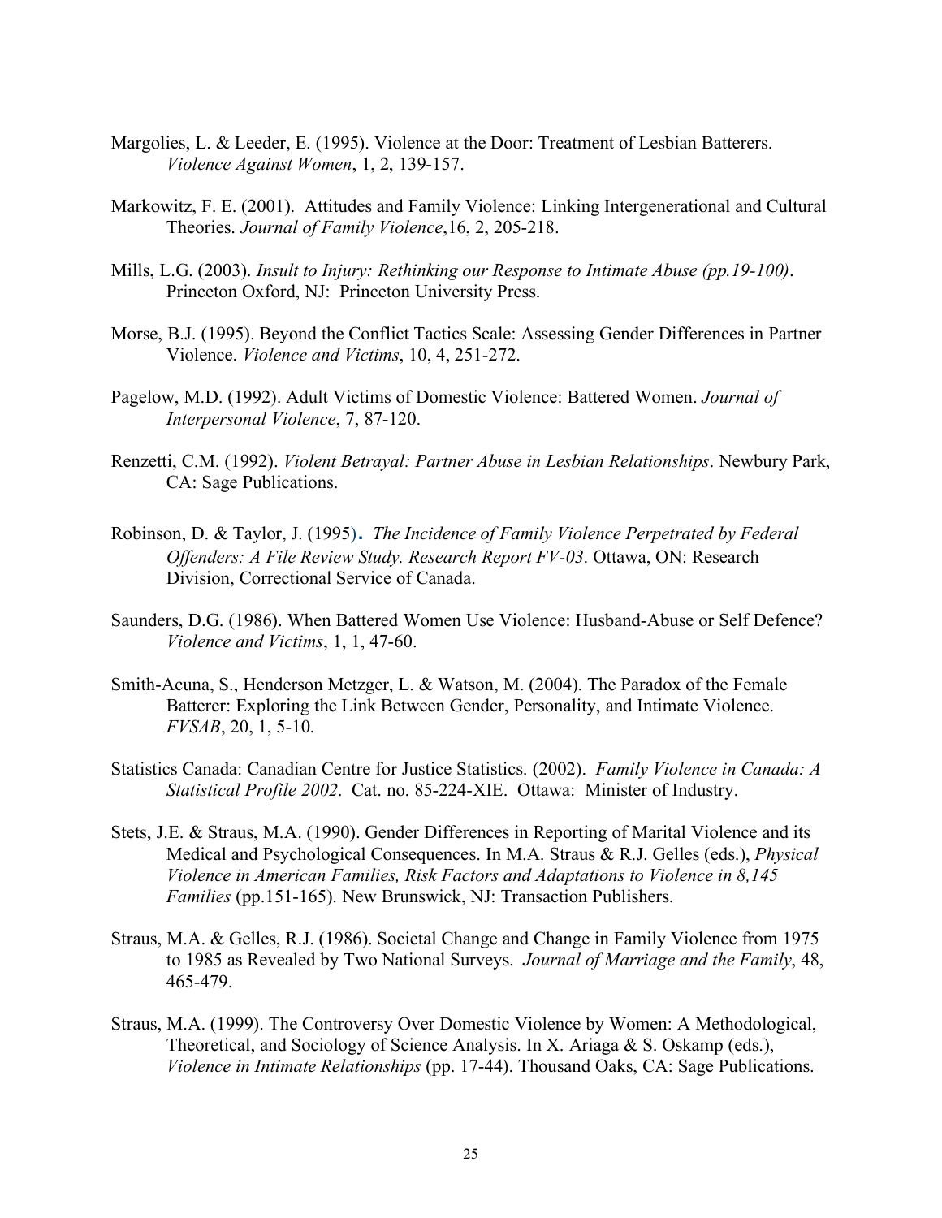Margolies, L. & Leeder, E. (1995). Violence at the Door: Treatment of Lesbian Batterers. *Violence Against Women*, 1, 2, 139-157.

Markowitz, F. E. (2001). Attitudes and Family Violence: Linking Intergenerational and Cultural Theories. *Journal of Family Violence*,16, 2, 205-218.

Mills, L.G. (2003). *Insult to Injury: Rethinking our Response to Intimate Abuse (pp.19-100)*. Princeton Oxford, NJ: Princeton University Press.

Morse, B.J. (1995). Beyond the Conflict Tactics Scale: Assessing Gender Differences in Partner Violence. *Violence and Victims*, 10, 4, 251-272.

Pagelow, M.D. (1992). Adult Victims of Domestic Violence: Battered Women. *Journal of Interpersonal Violence*, 7, 87-120.

Renzetti, C.M. (1992). *Violent Betrayal: Partner Abuse in Lesbian Relationships*. Newbury Park, CA: Sage Publications.

Robinson, D. & Taylor, J. (1995). *The Incidence of Family Violence Perpetrated by Federal Offenders: A File Review Study. Research Report FV-03*. Ottawa, ON: Research Division, Correctional Service of Canada.

Saunders, D.G. (1986). When Battered Women Use Violence: Husband-Abuse or Self Defence? *Violence and Victims*, 1, 1, 47-60.

Smith-Acuna, S., Henderson Metzger, L. & Watson, M. (2004). The Paradox of the Female Batterer: Exploring the Link Between Gender, Personality, and Intimate Violence. *FVSAB*, 20, 1, 5-10.

Statistics Canada: Canadian Centre for Justice Statistics. (2002). *Family Violence in Canada: A Statistical Profile 2002*. Cat. no. 85-224-XIE. Ottawa: Minister of Industry.

Stets, J.E. & Straus, M.A. (1990). Gender Differences in Reporting of Marital Violence and its Medical and Psychological Consequences. In M.A. Straus & R.J. Gelles (eds.), *Physical Violence in American Families, Risk Factors and Adaptations to Violence in 8,145 Families* (pp.151-165). New Brunswick, NJ: Transaction Publishers.

Straus, M.A. & Gelles, R.J. (1986). Societal Change and Change in Family Violence from 1975 to 1985 as Revealed by Two National Surveys. *Journal of Marriage and the Family*, 48, 465-479.

Straus, M.A. (1999). The Controversy Over Domestic Violence by Women: A Methodological, Theoretical, and Sociology of Science Analysis. In X. Ariaga & S. Oskamp (eds.), *Violence in Intimate Relationships* (pp. 17-44). Thousand Oaks, CA: Sage Publications.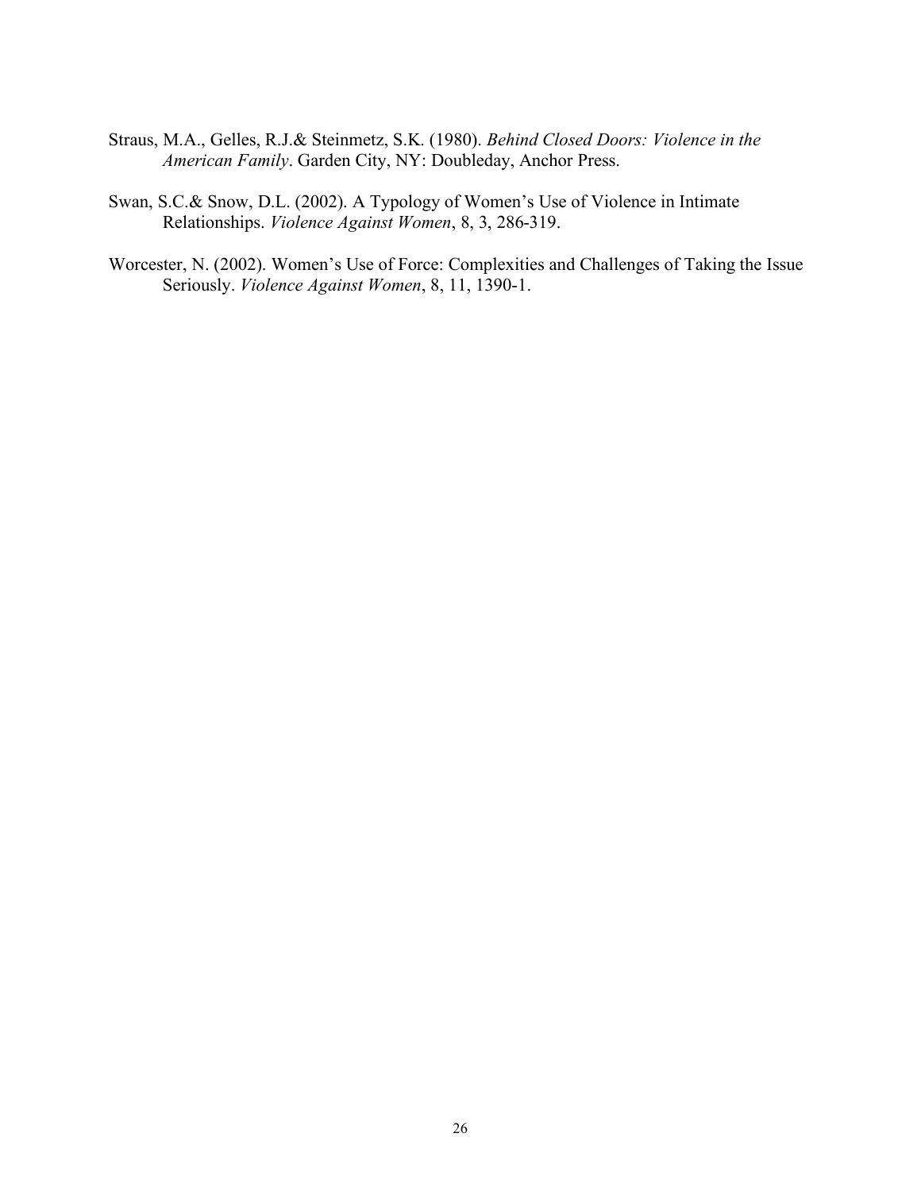Straus, M.A., Gelles, R.J.& Steinmetz, S.K. (1980). *Behind Closed Doors: Violence in the American Family*. Garden City, NY: Doubleday, Anchor Press.

Swan, S.C.& Snow, D.L. (2002). A Typology of Women's Use of Violence in Intimate Relationships. *Violence Against Women*, 8, 3, 286-319.

Worcester, N. (2002). Women's Use of Force: Complexities and Challenges of Taking the Issue Seriously. *Violence Against Women*, 8, 11, 1390-1.